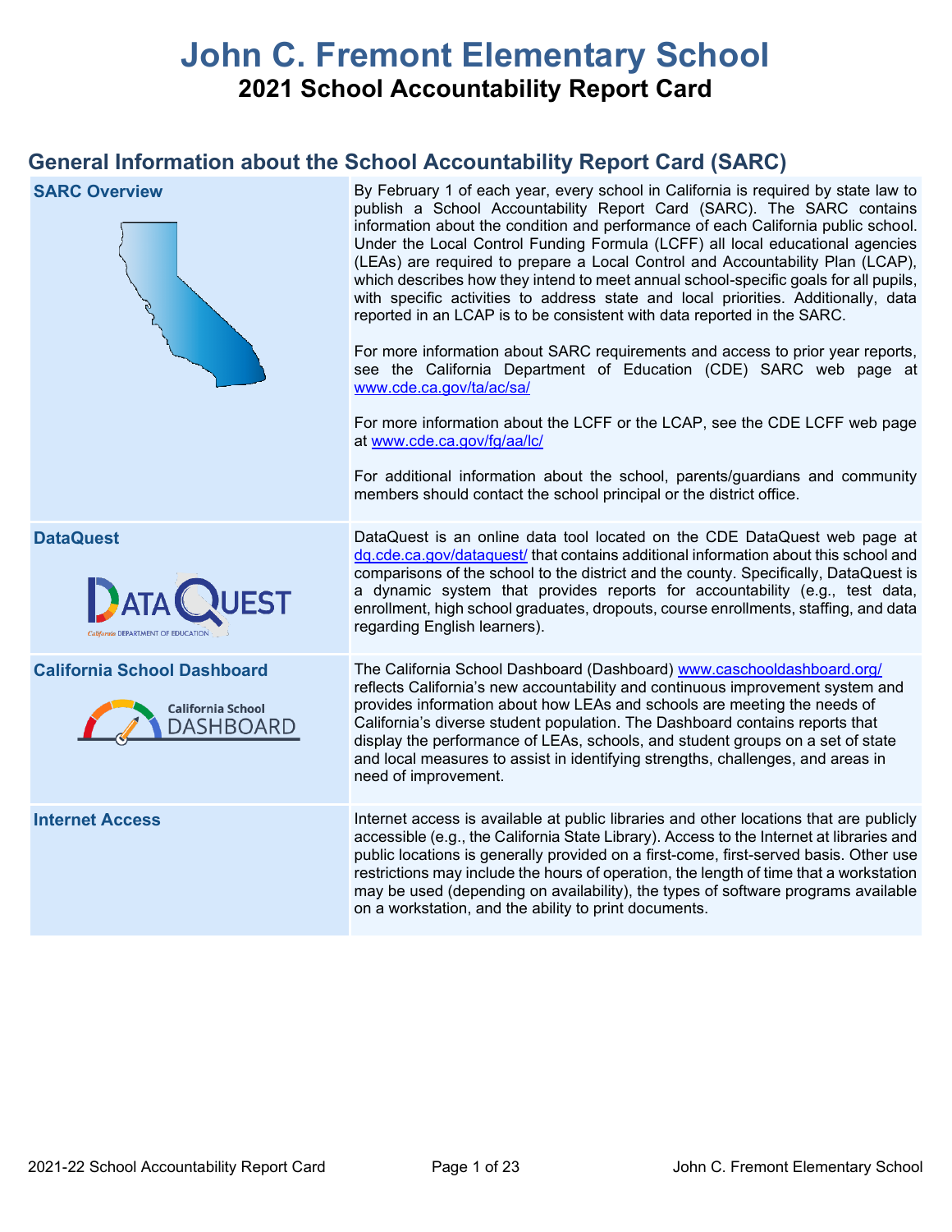# John C. Fremont Elementary School

## 2021 School Accountability Report Card

## General Information about the School Accountability Report Card (SARC)

| | |
|---|---|
| **SARC Overview** | By February 1 of each year, every school in California is required by state law to publish a School Accountability Report Card (SARC). The SARC contains information about the condition and performance of each California public school. Under the Local Control Funding Formula (LCFF) all local educational agencies (LEAs) are required to prepare a Local Control and Accountability Plan (LCAP), which describes how they intend to meet annual school-specific goals for all pupils, with specific activities to address state and local priorities. Additionally, data reported in an LCAP is to be consistent with data reported in the SARC.<br><br>For more information about SARC requirements and access to prior year reports, see the California Department of Education (CDE) SARC web page at www.cde.ca.gov/ta/ac/sa/<br><br>For more information about the LCFF or the LCAP, see the CDE LCFF web page at www.cde.ca.gov/fg/aa/lc/<br><br>For additional information about the school, parents/guardians and community members should contact the school principal or the district office. |
| **DataQuest** | DataQuest is an online data tool located on the CDE DataQuest web page at dq.cde.ca.gov/dataquest/ that contains additional information about this school and comparisons of the school to the district and the county. Specifically, DataQuest is a dynamic system that provides reports for accountability (e.g., test data, enrollment, high school graduates, dropouts, course enrollments, staffing, and data regarding English learners). |
| **California School Dashboard** | The California School Dashboard (Dashboard) www.caschooldashboard.org/ reflects California's new accountability and continuous improvement system and provides information about how LEAs and schools are meeting the needs of California's diverse student population. The Dashboard contains reports that display the performance of LEAs, schools, and student groups on a set of state and local measures to assist in identifying strengths, challenges, and areas in need of improvement. |
| **Internet Access** | Internet access is available at public libraries and other locations that are publicly accessible (e.g., the California State Library). Access to the Internet at libraries and public locations is generally provided on a first-come, first-served basis. Other use restrictions may include the hours of operation, the length of time that a workstation may be used (depending on availability), the types of software programs available on a workstation, and the ability to print documents. |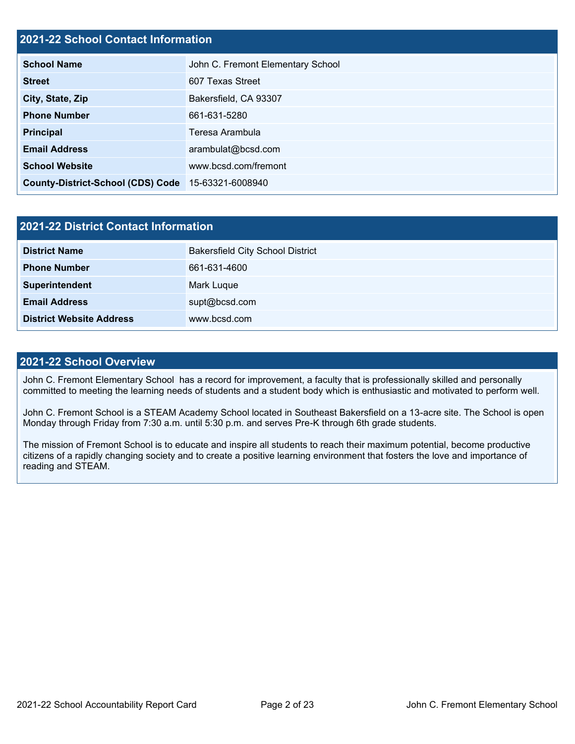## 2021-22 School Contact Information

| | |
|---|---|
| **School Name** | John C. Fremont Elementary School |
| **Street** | 607 Texas Street |
| **City, State, Zip** | Bakersfield, CA 93307 |
| **Phone Number** | 661-631-5280 |
| **Principal** | Teresa Arambula |
| **Email Address** | arambulat@bcsd.com |
| **School Website** | www.bcsd.com/fremont |
| **County-District-School (CDS) Code** | 15-63321-6008940 |

## 2021-22 District Contact Information

| | |
|---|---|
| **District Name** | Bakersfield City School District |
| **Phone Number** | 661-631-4600 |
| **Superintendent** | Mark Luque |
| **Email Address** | supt@bcsd.com |
| **District Website Address** | www.bcsd.com |

## 2021-22 School Overview

John C. Fremont Elementary School has a record for improvement, a faculty that is professionally skilled and personally committed to meeting the learning needs of students and a student body which is enthusiastic and motivated to perform well.

John C. Fremont School is a STEAM Academy School located in Southeast Bakersfield on a 13-acre site. The School is open Monday through Friday from 7:30 a.m. until 5:30 p.m. and serves Pre-K through 6th grade students.

The mission of Fremont School is to educate and inspire all students to reach their maximum potential, become productive citizens of a rapidly changing society and to create a positive learning environment that fosters the love and importance of reading and STEAM.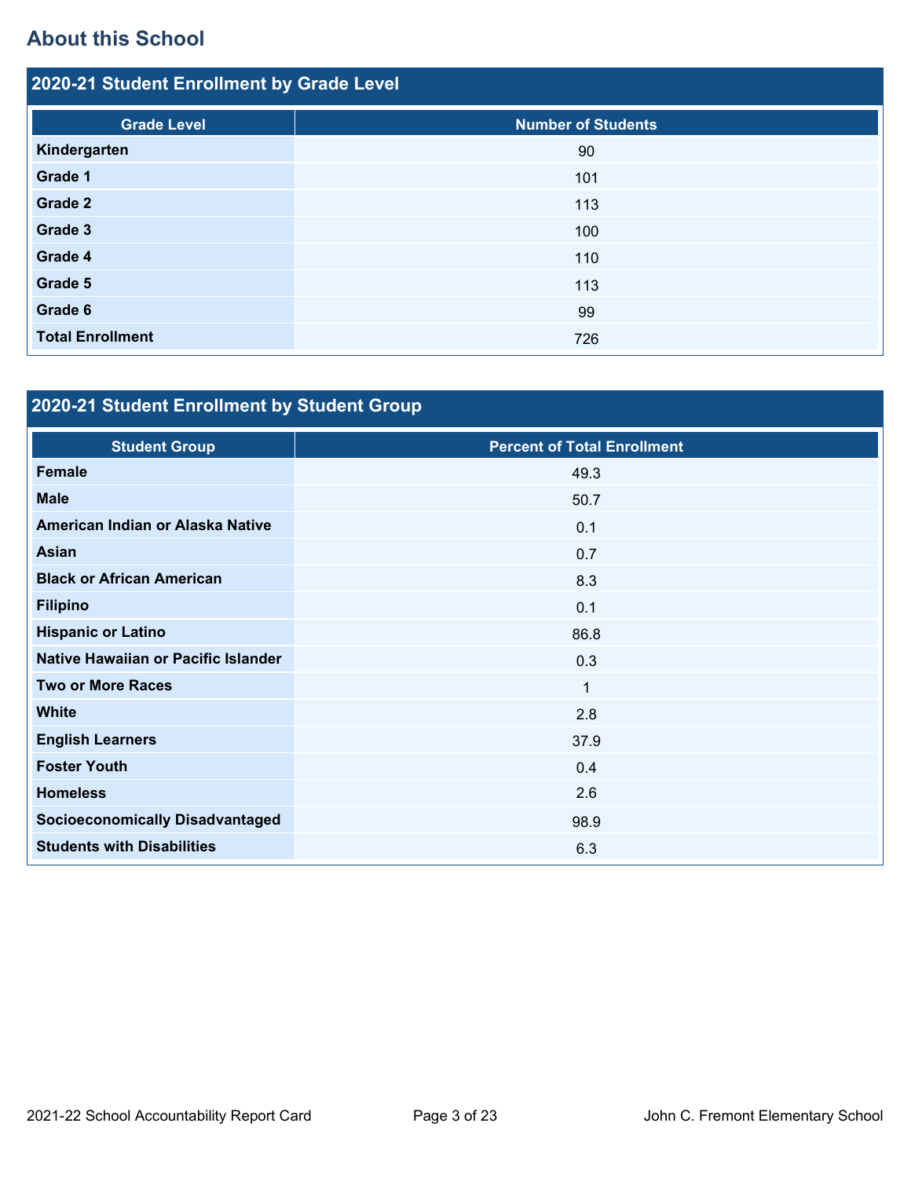## About this School

### 2020-21 Student Enrollment by Grade Level

| Grade Level | Number of Students |
|---|---|
| **Kindergarten** | 90 |
| **Grade 1** | 101 |
| **Grade 2** | 113 |
| **Grade 3** | 100 |
| **Grade 4** | 110 |
| **Grade 5** | 113 |
| **Grade 6** | 99 |
| **Total Enrollment** | 726 |

### 2020-21 Student Enrollment by Student Group

| Student Group | Percent of Total Enrollment |
|---|---|
| **Female** | 49.3 |
| **Male** | 50.7 |
| **American Indian or Alaska Native** | 0.1 |
| **Asian** | 0.7 |
| **Black or African American** | 8.3 |
| **Filipino** | 0.1 |
| **Hispanic or Latino** | 86.8 |
| **Native Hawaiian or Pacific Islander** | 0.3 |
| **Two or More Races** | 1 |
| **White** | 2.8 |
| **English Learners** | 37.9 |
| **Foster Youth** | 0.4 |
| **Homeless** | 2.6 |
| **Socioeconomically Disadvantaged** | 98.9 |
| **Students with Disabilities** | 6.3 |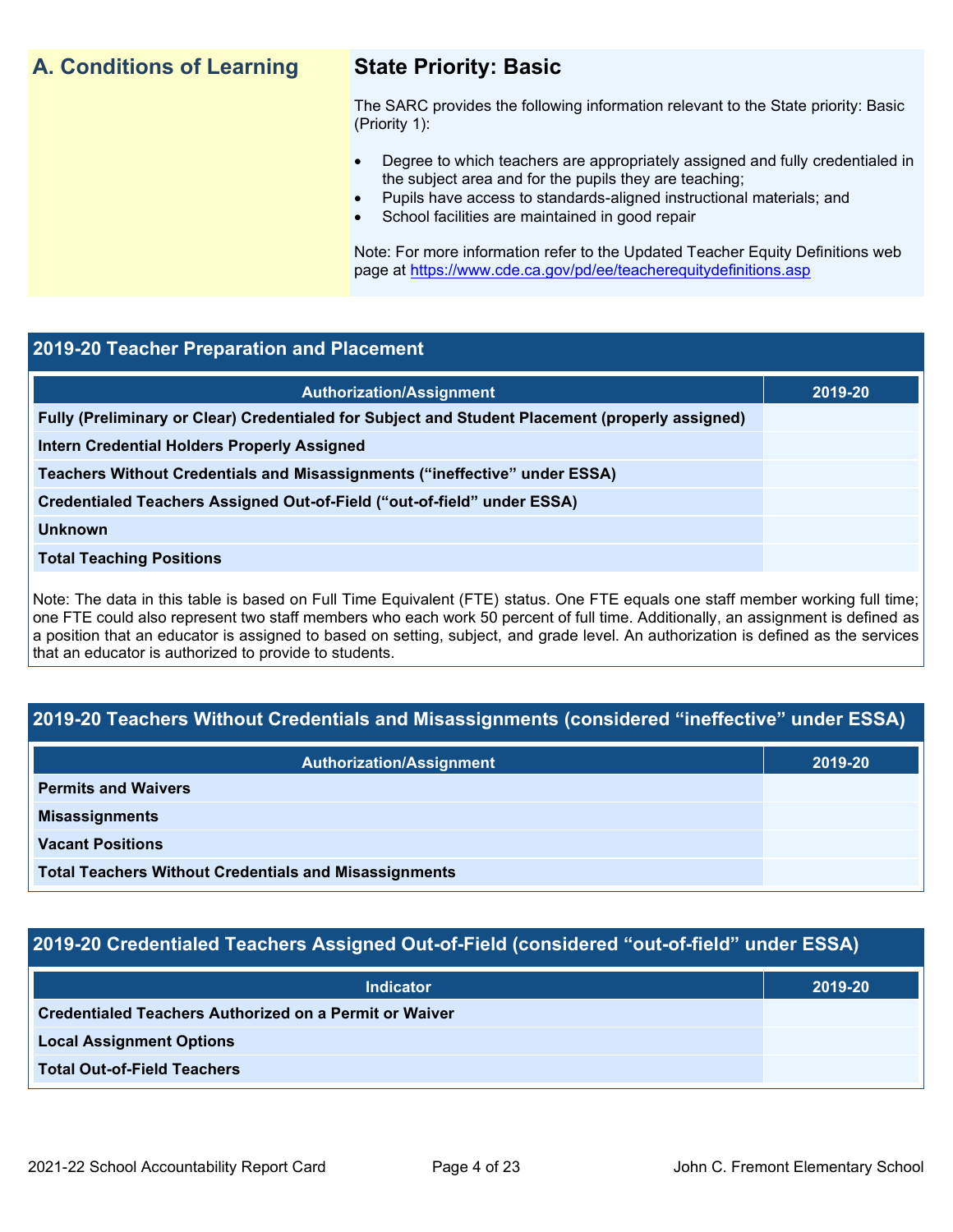## A. Conditions of Learning

### State Priority: Basic

The SARC provides the following information relevant to the State priority: Basic (Priority 1):

- Degree to which teachers are appropriately assigned and fully credentialed in the subject area and for the pupils they are teaching;
- Pupils have access to standards-aligned instructional materials; and
- School facilities are maintained in good repair

Note: For more information refer to the Updated Teacher Equity Definitions web page at https://www.cde.ca.gov/pd/ee/teacherequitydefinitions.asp

### 2019-20 Teacher Preparation and Placement

| Authorization/Assignment | 2019-20 |
| --- | --- |
| Fully (Preliminary or Clear) Credentialed for Subject and Student Placement (properly assigned) | |
| Intern Credential Holders Properly Assigned | |
| Teachers Without Credentials and Misassignments ("ineffective" under ESSA) | |
| Credentialed Teachers Assigned Out-of-Field ("out-of-field" under ESSA) | |
| Unknown | |
| Total Teaching Positions | |

Note: The data in this table is based on Full Time Equivalent (FTE) status. One FTE equals one staff member working full time; one FTE could also represent two staff members who each work 50 percent of full time. Additionally, an assignment is defined as a position that an educator is assigned to based on setting, subject, and grade level. An authorization is defined as the services that an educator is authorized to provide to students.

### 2019-20 Teachers Without Credentials and Misassignments (considered "ineffective" under ESSA)

| Authorization/Assignment | 2019-20 |
| --- | --- |
| Permits and Waivers | |
| Misassignments | |
| Vacant Positions | |
| Total Teachers Without Credentials and Misassignments | |

### 2019-20 Credentialed Teachers Assigned Out-of-Field (considered "out-of-field" under ESSA)

| Indicator | 2019-20 |
| --- | --- |
| Credentialed Teachers Authorized on a Permit or Waiver | |
| Local Assignment Options | |
| Total Out-of-Field Teachers | |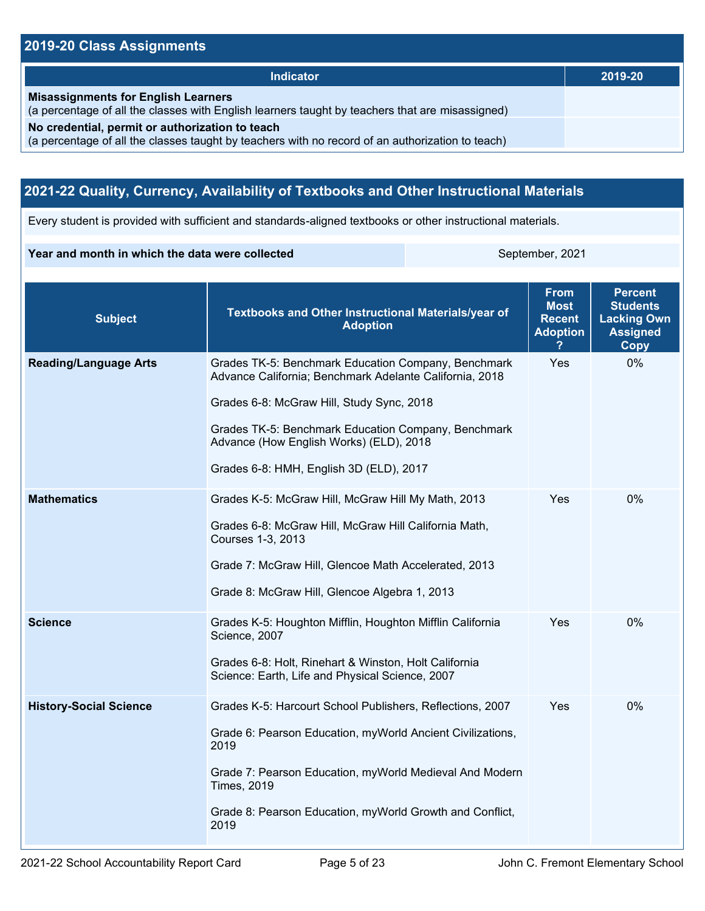## 2019-20 Class Assignments

| Indicator | 2019-20 |
|---|---|
| **Misassignments for English Learners** (a percentage of all the classes with English learners taught by teachers that are misassigned) | |
| **No credential, permit or authorization to teach** (a percentage of all the classes taught by teachers with no record of an authorization to teach) | |

## 2021-22 Quality, Currency, Availability of Textbooks and Other Instructional Materials

Every student is provided with sufficient and standards-aligned textbooks or other instructional materials.

| **Year and month in which the data were collected** | September, 2021 |
|---|---|

| Subject | Textbooks and Other Instructional Materials/year of Adoption | From Most Recent Adoption ? | Percent Students Lacking Own Assigned Copy |
|---|---|---|---|
| **Reading/Language Arts** | Grades TK-5: Benchmark Education Company, Benchmark Advance California; Benchmark Adelante California, 2018<br><br>Grades 6-8: McGraw Hill, Study Sync, 2018<br><br>Grades TK-5: Benchmark Education Company, Benchmark Advance (How English Works) (ELD), 2018<br><br>Grades 6-8: HMH, English 3D (ELD), 2017 | Yes | 0% |
| **Mathematics** | Grades K-5: McGraw Hill, McGraw Hill My Math, 2013<br><br>Grades 6-8: McGraw Hill, McGraw Hill California Math, Courses 1-3, 2013<br><br>Grade 7: McGraw Hill, Glencoe Math Accelerated, 2013<br><br>Grade 8: McGraw Hill, Glencoe Algebra 1, 2013 | Yes | 0% |
| **Science** | Grades K-5: Houghton Mifflin, Houghton Mifflin California Science, 2007<br><br>Grades 6-8: Holt, Rinehart & Winston, Holt California Science: Earth, Life and Physical Science, 2007 | Yes | 0% |
| **History-Social Science** | Grades K-5: Harcourt School Publishers, Reflections, 2007<br><br>Grade 6: Pearson Education, myWorld Ancient Civilizations, 2019<br><br>Grade 7: Pearson Education, myWorld Medieval And Modern Times, 2019<br><br>Grade 8: Pearson Education, myWorld Growth and Conflict, 2019 | Yes | 0% |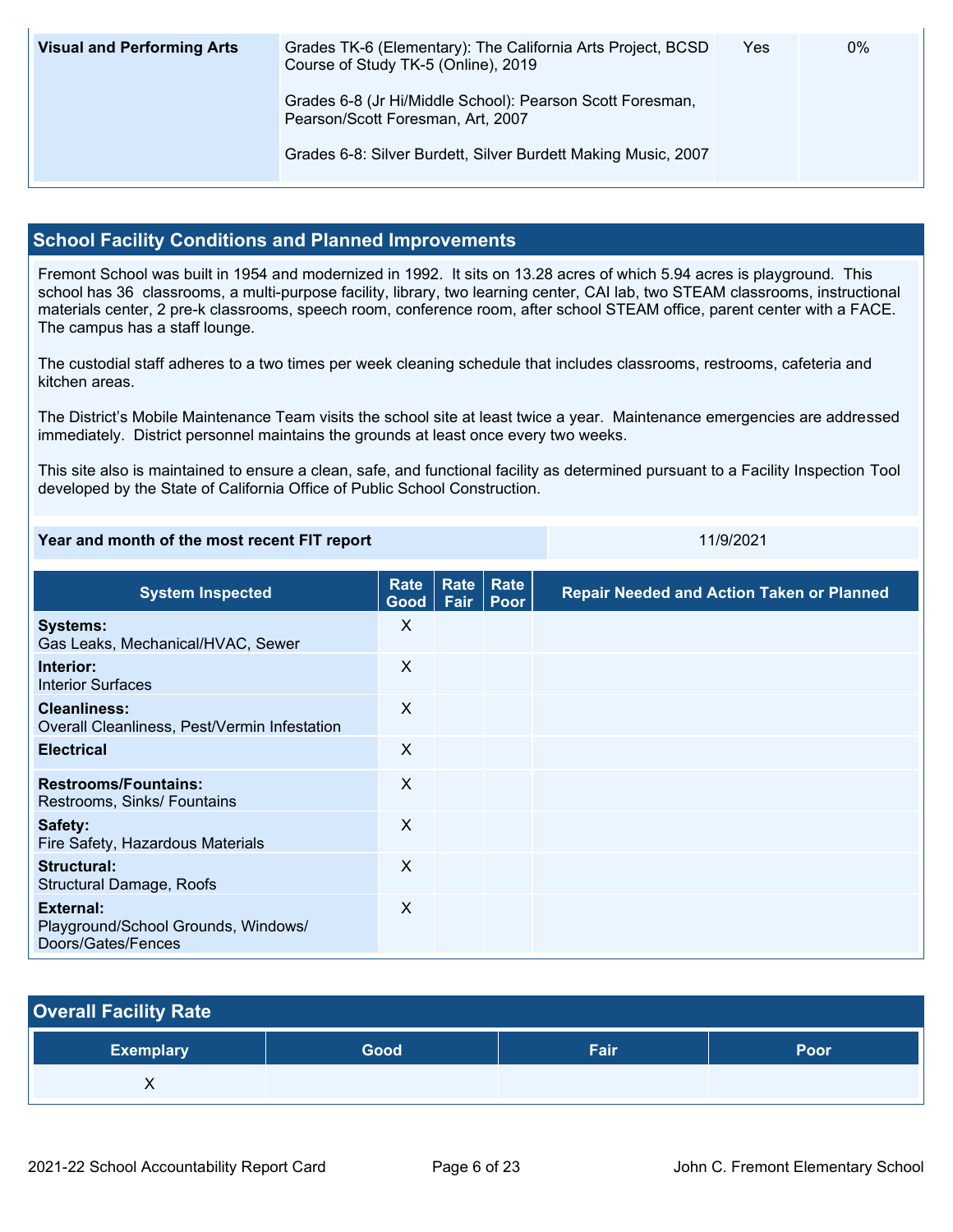| Visual and Performing Arts | Grades TK-6 (Elementary): The California Arts Project, BCSD Course of Study TK-5 (Online), 2019<br><br>Grades 6-8 (Jr Hi/Middle School): Pearson Scott Foresman, Pearson/Scott Foresman, Art, 2007<br><br>Grades 6-8: Silver Burdett, Silver Burdett Making Music, 2007 | Yes | 0% |
|---|---|---|---|

## School Facility Conditions and Planned Improvements

Fremont School was built in 1954 and modernized in 1992. It sits on 13.28 acres of which 5.94 acres is playground. This school has 36 classrooms, a multi-purpose facility, library, two learning center, CAI lab, two STEAM classrooms, instructional materials center, 2 pre-k classrooms, speech room, conference room, after school STEAM office, parent center with a FACE. The campus has a staff lounge.

The custodial staff adheres to a two times per week cleaning schedule that includes classrooms, restrooms, cafeteria and kitchen areas.

The District's Mobile Maintenance Team visits the school site at least twice a year. Maintenance emergencies are addressed immediately. District personnel maintains the grounds at least once every two weeks.

This site also is maintained to ensure a clean, safe, and functional facility as determined pursuant to a Facility Inspection Tool developed by the State of California Office of Public School Construction.

| **Year and month of the most recent FIT report** | 11/9/2021 |
|---|---|

| System Inspected | Rate Good | Rate Fair | Rate Poor | Repair Needed and Action Taken or Planned |
|---|---|---|---|---|
| **Systems:** Gas Leaks, Mechanical/HVAC, Sewer | X | | | |
| **Interior:** Interior Surfaces | X | | | |
| **Cleanliness:** Overall Cleanliness, Pest/Vermin Infestation | X | | | |
| **Electrical** | X | | | |
| **Restrooms/Fountains:** Restrooms, Sinks/ Fountains | X | | | |
| **Safety:** Fire Safety, Hazardous Materials | X | | | |
| **Structural:** Structural Damage, Roofs | X | | | |
| **External:** Playground/School Grounds, Windows/ Doors/Gates/Fences | X | | | |

## Overall Facility Rate

| Exemplary | Good | Fair | Poor |
|---|---|---|---|
| X | | | |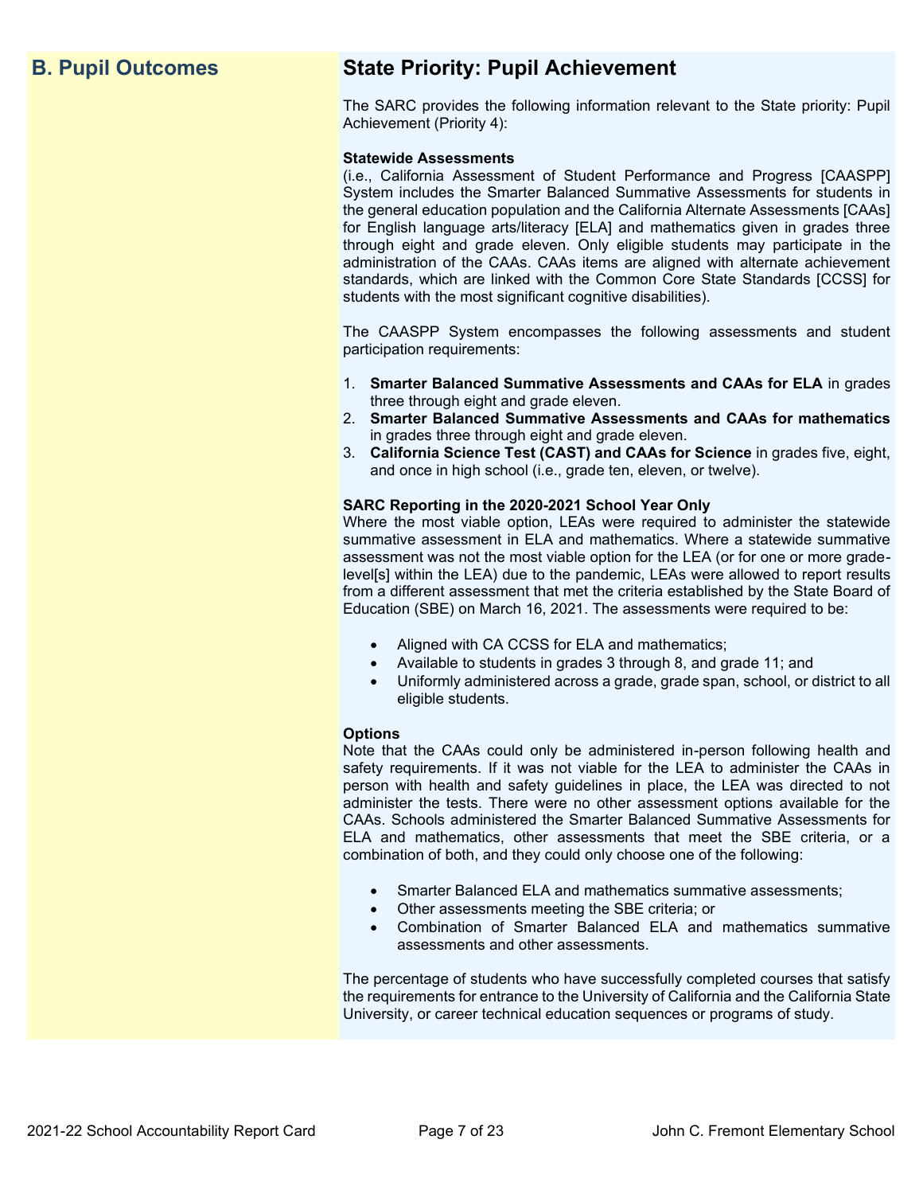## B. Pupil Outcomes

## State Priority: Pupil Achievement

The SARC provides the following information relevant to the State priority: Pupil Achievement (Priority 4):

**Statewide Assessments**
(i.e., California Assessment of Student Performance and Progress [CAASPP] System includes the Smarter Balanced Summative Assessments for students in the general education population and the California Alternate Assessments [CAAs] for English language arts/literacy [ELA] and mathematics given in grades three through eight and grade eleven. Only eligible students may participate in the administration of the CAAs. CAAs items are aligned with alternate achievement standards, which are linked with the Common Core State Standards [CCSS] for students with the most significant cognitive disabilities).

The CAASPP System encompasses the following assessments and student participation requirements:

1. **Smarter Balanced Summative Assessments and CAAs for ELA** in grades three through eight and grade eleven.
2. **Smarter Balanced Summative Assessments and CAAs for mathematics** in grades three through eight and grade eleven.
3. **California Science Test (CAST) and CAAs for Science** in grades five, eight, and once in high school (i.e., grade ten, eleven, or twelve).

**SARC Reporting in the 2020-2021 School Year Only**
Where the most viable option, LEAs were required to administer the statewide summative assessment in ELA and mathematics. Where a statewide summative assessment was not the most viable option for the LEA (or for one or more grade-level[s] within the LEA) due to the pandemic, LEAs were allowed to report results from a different assessment that met the criteria established by the State Board of Education (SBE) on March 16, 2021. The assessments were required to be:

- Aligned with CA CCSS for ELA and mathematics;
- Available to students in grades 3 through 8, and grade 11; and
- Uniformly administered across a grade, grade span, school, or district to all eligible students.

**Options**
Note that the CAAs could only be administered in-person following health and safety requirements. If it was not viable for the LEA to administer the CAAs in person with health and safety guidelines in place, the LEA was directed to not administer the tests. There were no other assessment options available for the CAAs. Schools administered the Smarter Balanced Summative Assessments for ELA and mathematics, other assessments that meet the SBE criteria, or a combination of both, and they could only choose one of the following:

- Smarter Balanced ELA and mathematics summative assessments;
- Other assessments meeting the SBE criteria; or
- Combination of Smarter Balanced ELA and mathematics summative assessments and other assessments.

The percentage of students who have successfully completed courses that satisfy the requirements for entrance to the University of California and the California State University, or career technical education sequences or programs of study.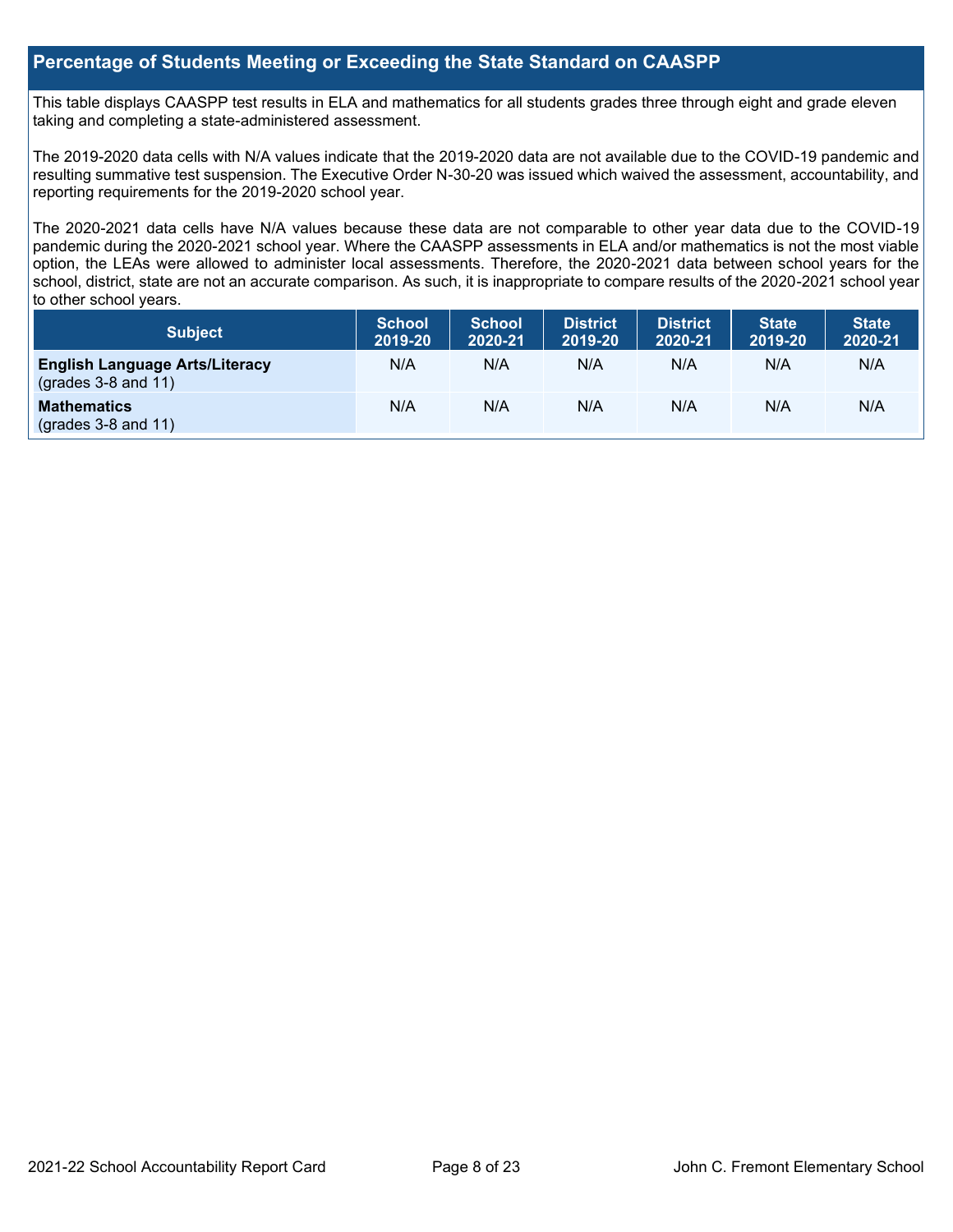## Percentage of Students Meeting or Exceeding the State Standard on CAASPP

This table displays CAASPP test results in ELA and mathematics for all students grades three through eight and grade eleven taking and completing a state-administered assessment.

The 2019-2020 data cells with N/A values indicate that the 2019-2020 data are not available due to the COVID-19 pandemic and resulting summative test suspension. The Executive Order N-30-20 was issued which waived the assessment, accountability, and reporting requirements for the 2019-2020 school year.

The 2020-2021 data cells have N/A values because these data are not comparable to other year data due to the COVID-19 pandemic during the 2020-2021 school year. Where the CAASPP assessments in ELA and/or mathematics is not the most viable option, the LEAs were allowed to administer local assessments. Therefore, the 2020-2021 data between school years for the school, district, state are not an accurate comparison. As such, it is inappropriate to compare results of the 2020-2021 school year to other school years.

| Subject | School 2019-20 | School 2020-21 | District 2019-20 | District 2020-21 | State 2019-20 | State 2020-21 |
|---|---|---|---|---|---|---|
| **English Language Arts/Literacy** (grades 3-8 and 11) | N/A | N/A | N/A | N/A | N/A | N/A |
| **Mathematics** (grades 3-8 and 11) | N/A | N/A | N/A | N/A | N/A | N/A |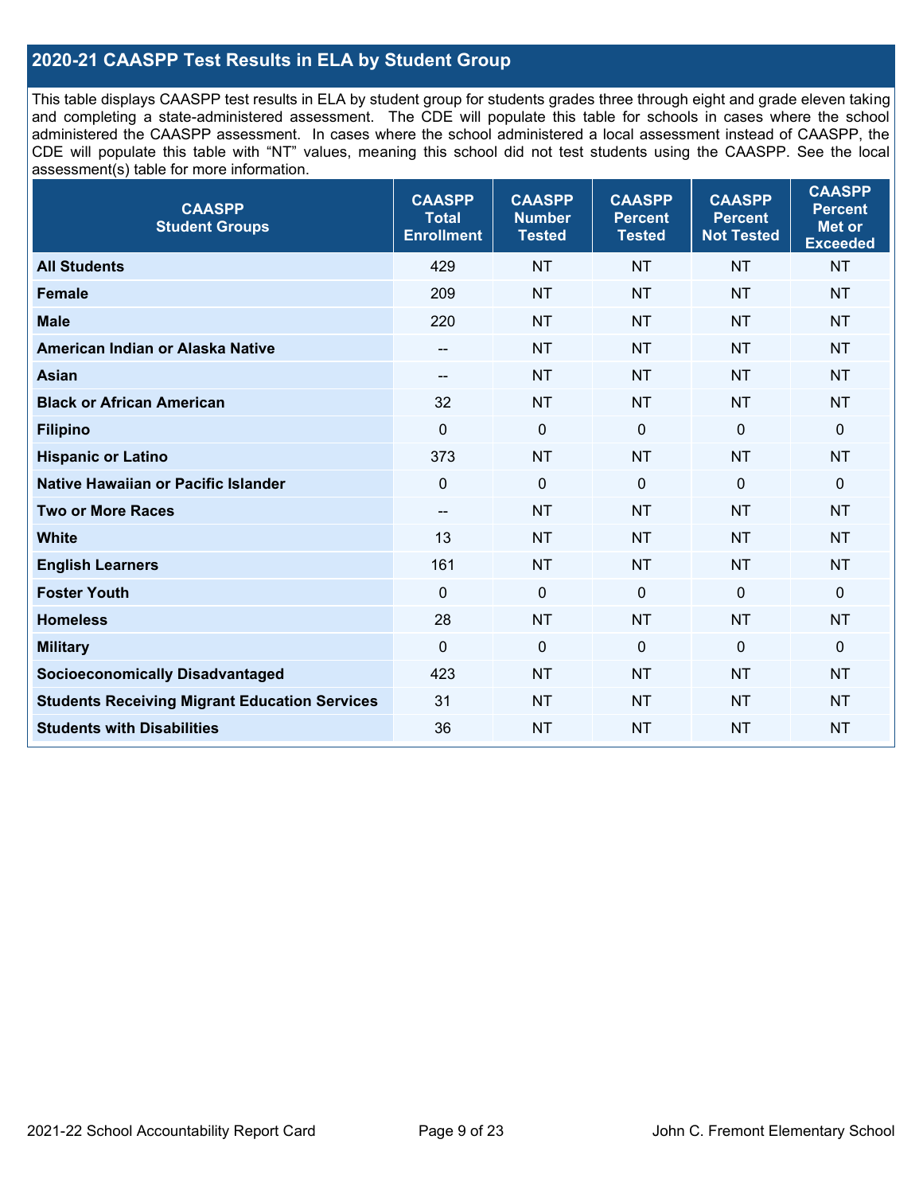## 2020-21 CAASPP Test Results in ELA by Student Group

This table displays CAASPP test results in ELA by student group for students grades three through eight and grade eleven taking and completing a state-administered assessment. The CDE will populate this table for schools in cases where the school administered the CAASPP assessment. In cases where the school administered a local assessment instead of CAASPP, the CDE will populate this table with "NT" values, meaning this school did not test students using the CAASPP. See the local assessment(s) table for more information.

| CAASPP Student Groups | CAASPP Total Enrollment | CAASPP Number Tested | CAASPP Percent Tested | CAASPP Percent Not Tested | CAASPP Percent Met or Exceeded |
|---|---|---|---|---|---|
| **All Students** | 429 | NT | NT | NT | NT |
| **Female** | 209 | NT | NT | NT | NT |
| **Male** | 220 | NT | NT | NT | NT |
| **American Indian or Alaska Native** | -- | NT | NT | NT | NT |
| **Asian** | -- | NT | NT | NT | NT |
| **Black or African American** | 32 | NT | NT | NT | NT |
| **Filipino** | 0 | 0 | 0 | 0 | 0 |
| **Hispanic or Latino** | 373 | NT | NT | NT | NT |
| **Native Hawaiian or Pacific Islander** | 0 | 0 | 0 | 0 | 0 |
| **Two or More Races** | -- | NT | NT | NT | NT |
| **White** | 13 | NT | NT | NT | NT |
| **English Learners** | 161 | NT | NT | NT | NT |
| **Foster Youth** | 0 | 0 | 0 | 0 | 0 |
| **Homeless** | 28 | NT | NT | NT | NT |
| **Military** | 0 | 0 | 0 | 0 | 0 |
| **Socioeconomically Disadvantaged** | 423 | NT | NT | NT | NT |
| **Students Receiving Migrant Education Services** | 31 | NT | NT | NT | NT |
| **Students with Disabilities** | 36 | NT | NT | NT | NT |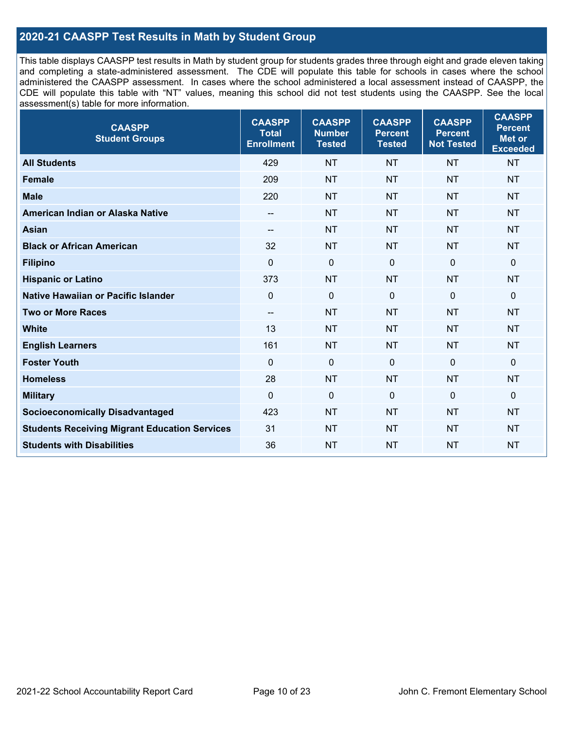## 2020-21 CAASPP Test Results in Math by Student Group

This table displays CAASPP test results in Math by student group for students grades three through eight and grade eleven taking and completing a state-administered assessment. The CDE will populate this table for schools in cases where the school administered the CAASPP assessment. In cases where the school administered a local assessment instead of CAASPP, the CDE will populate this table with "NT" values, meaning this school did not test students using the CAASPP. See the local assessment(s) table for more information.

| CAASPP Student Groups | CAASPP Total Enrollment | CAASPP Number Tested | CAASPP Percent Tested | CAASPP Percent Not Tested | CAASPP Percent Met or Exceeded |
|---|---|---|---|---|---|
| **All Students** | 429 | NT | NT | NT | NT |
| **Female** | 209 | NT | NT | NT | NT |
| **Male** | 220 | NT | NT | NT | NT |
| **American Indian or Alaska Native** | -- | NT | NT | NT | NT |
| **Asian** | -- | NT | NT | NT | NT |
| **Black or African American** | 32 | NT | NT | NT | NT |
| **Filipino** | 0 | 0 | 0 | 0 | 0 |
| **Hispanic or Latino** | 373 | NT | NT | NT | NT |
| **Native Hawaiian or Pacific Islander** | 0 | 0 | 0 | 0 | 0 |
| **Two or More Races** | -- | NT | NT | NT | NT |
| **White** | 13 | NT | NT | NT | NT |
| **English Learners** | 161 | NT | NT | NT | NT |
| **Foster Youth** | 0 | 0 | 0 | 0 | 0 |
| **Homeless** | 28 | NT | NT | NT | NT |
| **Military** | 0 | 0 | 0 | 0 | 0 |
| **Socioeconomically Disadvantaged** | 423 | NT | NT | NT | NT |
| **Students Receiving Migrant Education Services** | 31 | NT | NT | NT | NT |
| **Students with Disabilities** | 36 | NT | NT | NT | NT |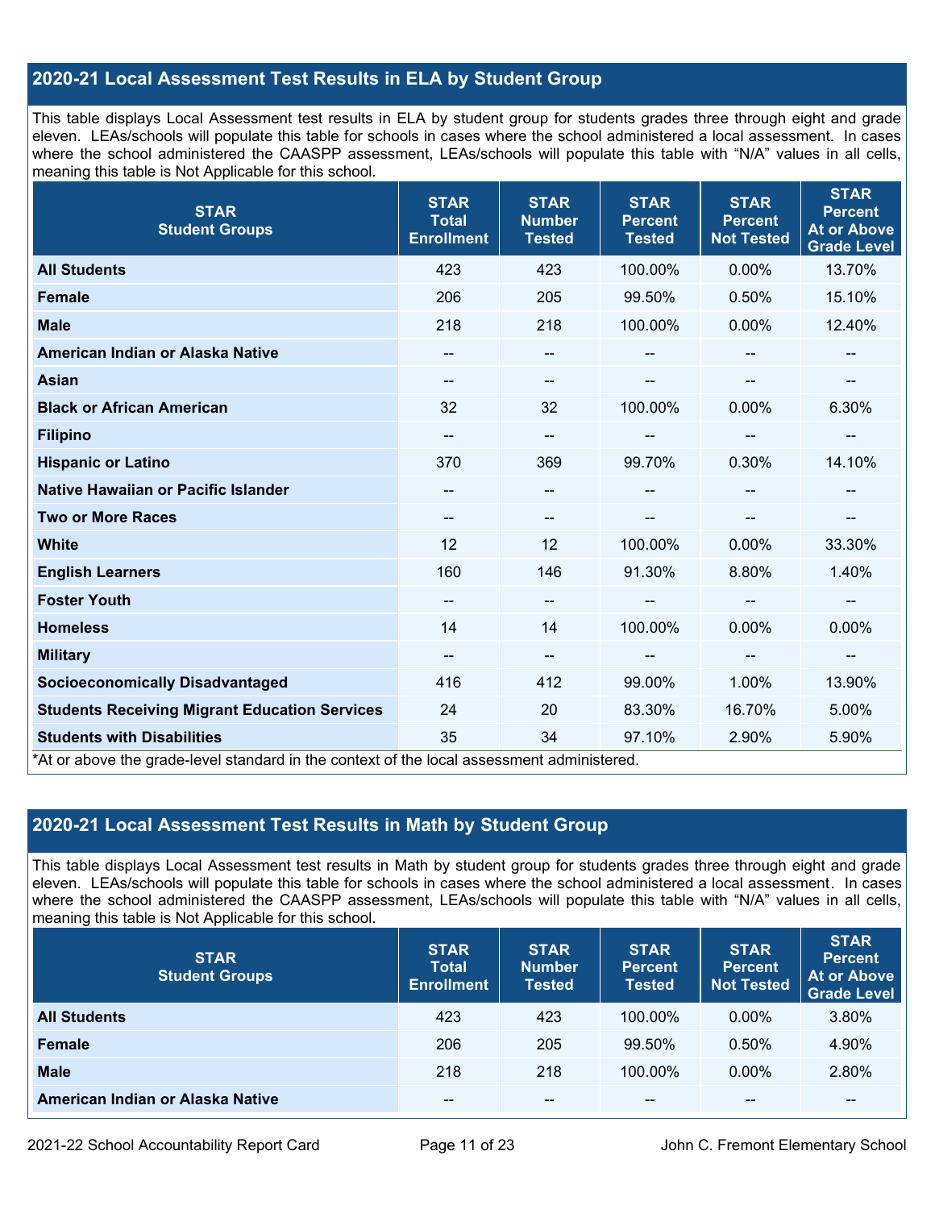## 2020-21 Local Assessment Test Results in ELA by Student Group

This table displays Local Assessment test results in ELA by student group for students grades three through eight and grade eleven. LEAs/schools will populate this table for schools in cases where the school administered a local assessment. In cases where the school administered the CAASPP assessment, LEAs/schools will populate this table with "N/A" values in all cells, meaning this table is Not Applicable for this school.

| STAR Student Groups | STAR Total Enrollment | STAR Number Tested | STAR Percent Tested | STAR Percent Not Tested | STAR Percent At or Above Grade Level |
|---|---|---|---|---|---|
| **All Students** | 423 | 423 | 100.00% | 0.00% | 13.70% |
| **Female** | 206 | 205 | 99.50% | 0.50% | 15.10% |
| **Male** | 218 | 218 | 100.00% | 0.00% | 12.40% |
| **American Indian or Alaska Native** | -- | -- | -- | -- | -- |
| **Asian** | -- | -- | -- | -- | -- |
| **Black or African American** | 32 | 32 | 100.00% | 0.00% | 6.30% |
| **Filipino** | -- | -- | -- | -- | -- |
| **Hispanic or Latino** | 370 | 369 | 99.70% | 0.30% | 14.10% |
| **Native Hawaiian or Pacific Islander** | -- | -- | -- | -- | -- |
| **Two or More Races** | -- | -- | -- | -- | -- |
| **White** | 12 | 12 | 100.00% | 0.00% | 33.30% |
| **English Learners** | 160 | 146 | 91.30% | 8.80% | 1.40% |
| **Foster Youth** | -- | -- | -- | -- | -- |
| **Homeless** | 14 | 14 | 100.00% | 0.00% | 0.00% |
| **Military** | -- | -- | -- | -- | -- |
| **Socioeconomically Disadvantaged** | 416 | 412 | 99.00% | 1.00% | 13.90% |
| **Students Receiving Migrant Education Services** | 24 | 20 | 83.30% | 16.70% | 5.00% |
| **Students with Disabilities** | 35 | 34 | 97.10% | 2.90% | 5.90% |

*At or above the grade-level standard in the context of the local assessment administered.

## 2020-21 Local Assessment Test Results in Math by Student Group

This table displays Local Assessment test results in Math by student group for students grades three through eight and grade eleven. LEAs/schools will populate this table for schools in cases where the school administered a local assessment. In cases where the school administered the CAASPP assessment, LEAs/schools will populate this table with "N/A" values in all cells, meaning this table is Not Applicable for this school.

| STAR Student Groups | STAR Total Enrollment | STAR Number Tested | STAR Percent Tested | STAR Percent Not Tested | STAR Percent At or Above Grade Level |
|---|---|---|---|---|---|
| **All Students** | 423 | 423 | 100.00% | 0.00% | 3.80% |
| **Female** | 206 | 205 | 99.50% | 0.50% | 4.90% |
| **Male** | 218 | 218 | 100.00% | 0.00% | 2.80% |
| **American Indian or Alaska Native** | -- | -- | -- | -- | -- |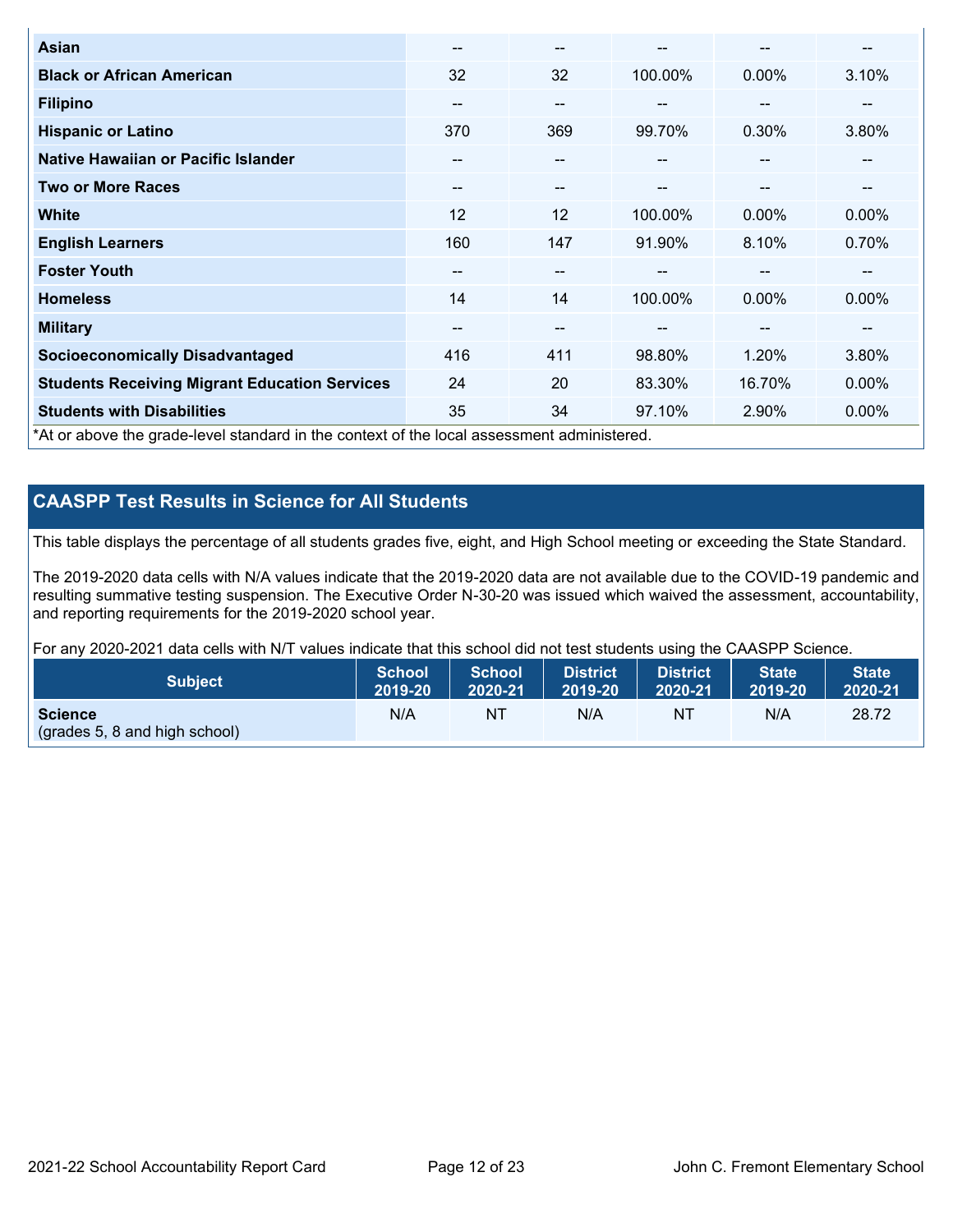| | | | | | |
|---|---|---|---|---|---|
| **Asian** | -- | -- | -- | -- | -- |
| **Black or African American** | 32 | 32 | 100.00% | 0.00% | 3.10% |
| **Filipino** | -- | -- | -- | -- | -- |
| **Hispanic or Latino** | 370 | 369 | 99.70% | 0.30% | 3.80% |
| **Native Hawaiian or Pacific Islander** | -- | -- | -- | -- | -- |
| **Two or More Races** | -- | -- | -- | -- | -- |
| **White** | 12 | 12 | 100.00% | 0.00% | 0.00% |
| **English Learners** | 160 | 147 | 91.90% | 8.10% | 0.70% |
| **Foster Youth** | -- | -- | -- | -- | -- |
| **Homeless** | 14 | 14 | 100.00% | 0.00% | 0.00% |
| **Military** | -- | -- | -- | -- | -- |
| **Socioeconomically Disadvantaged** | 416 | 411 | 98.80% | 1.20% | 3.80% |
| **Students Receiving Migrant Education Services** | 24 | 20 | 83.30% | 16.70% | 0.00% |
| **Students with Disabilities** | 35 | 34 | 97.10% | 2.90% | 0.00% |

*At or above the grade-level standard in the context of the local assessment administered.

## CAASPP Test Results in Science for All Students

This table displays the percentage of all students grades five, eight, and High School meeting or exceeding the State Standard.

The 2019-2020 data cells with N/A values indicate that the 2019-2020 data are not available due to the COVID-19 pandemic and resulting summative testing suspension. The Executive Order N-30-20 was issued which waived the assessment, accountability, and reporting requirements for the 2019-2020 school year.

For any 2020-2021 data cells with N/T values indicate that this school did not test students using the CAASPP Science.

| Subject | School 2019-20 | School 2020-21 | District 2019-20 | District 2020-21 | State 2019-20 | State 2020-21 |
|---|---|---|---|---|---|---|
| **Science** (grades 5, 8 and high school) | N/A | NT | N/A | NT | N/A | 28.72 |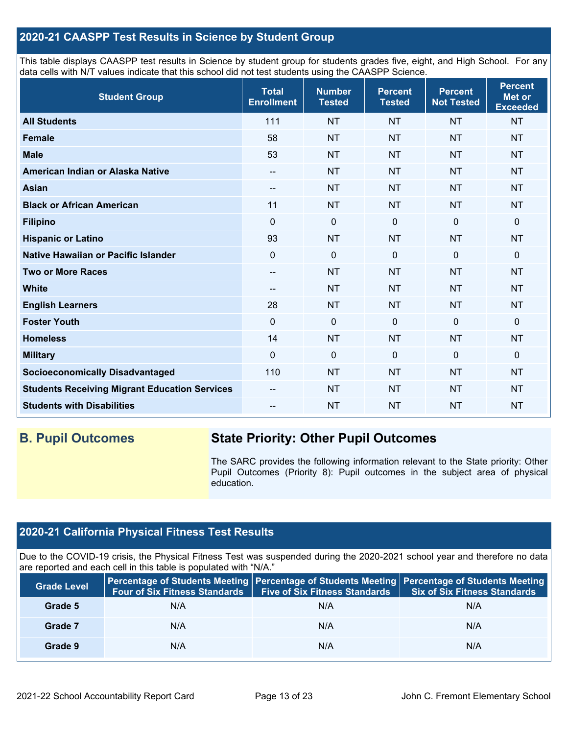## 2020-21 CAASPP Test Results in Science by Student Group

This table displays CAASPP test results in Science by student group for students grades five, eight, and High School. For any data cells with N/T values indicate that this school did not test students using the CAASPP Science.

| Student Group | Total Enrollment | Number Tested | Percent Tested | Percent Not Tested | Percent Met or Exceeded |
|---|---|---|---|---|---|
| **All Students** | 111 | NT | NT | NT | NT |
| **Female** | 58 | NT | NT | NT | NT |
| **Male** | 53 | NT | NT | NT | NT |
| **American Indian or Alaska Native** | -- | NT | NT | NT | NT |
| **Asian** | -- | NT | NT | NT | NT |
| **Black or African American** | 11 | NT | NT | NT | NT |
| **Filipino** | 0 | 0 | 0 | 0 | 0 |
| **Hispanic or Latino** | 93 | NT | NT | NT | NT |
| **Native Hawaiian or Pacific Islander** | 0 | 0 | 0 | 0 | 0 |
| **Two or More Races** | -- | NT | NT | NT | NT |
| **White** | -- | NT | NT | NT | NT |
| **English Learners** | 28 | NT | NT | NT | NT |
| **Foster Youth** | 0 | 0 | 0 | 0 | 0 |
| **Homeless** | 14 | NT | NT | NT | NT |
| **Military** | 0 | 0 | 0 | 0 | 0 |
| **Socioeconomically Disadvantaged** | 110 | NT | NT | NT | NT |
| **Students Receiving Migrant Education Services** | -- | NT | NT | NT | NT |
| **Students with Disabilities** | -- | NT | NT | NT | NT |

## B. Pupil Outcomes

### State Priority: Other Pupil Outcomes

The SARC provides the following information relevant to the State priority: Other Pupil Outcomes (Priority 8): Pupil outcomes in the subject area of physical education.

## 2020-21 California Physical Fitness Test Results

Due to the COVID-19 crisis, the Physical Fitness Test was suspended during the 2020-2021 school year and therefore no data are reported and each cell in this table is populated with "N/A."

| Grade Level | Percentage of Students Meeting Four of Six Fitness Standards | Percentage of Students Meeting Five of Six Fitness Standards | Percentage of Students Meeting Six of Six Fitness Standards |
|---|---|---|---|
| **Grade 5** | N/A | N/A | N/A |
| **Grade 7** | N/A | N/A | N/A |
| **Grade 9** | N/A | N/A | N/A |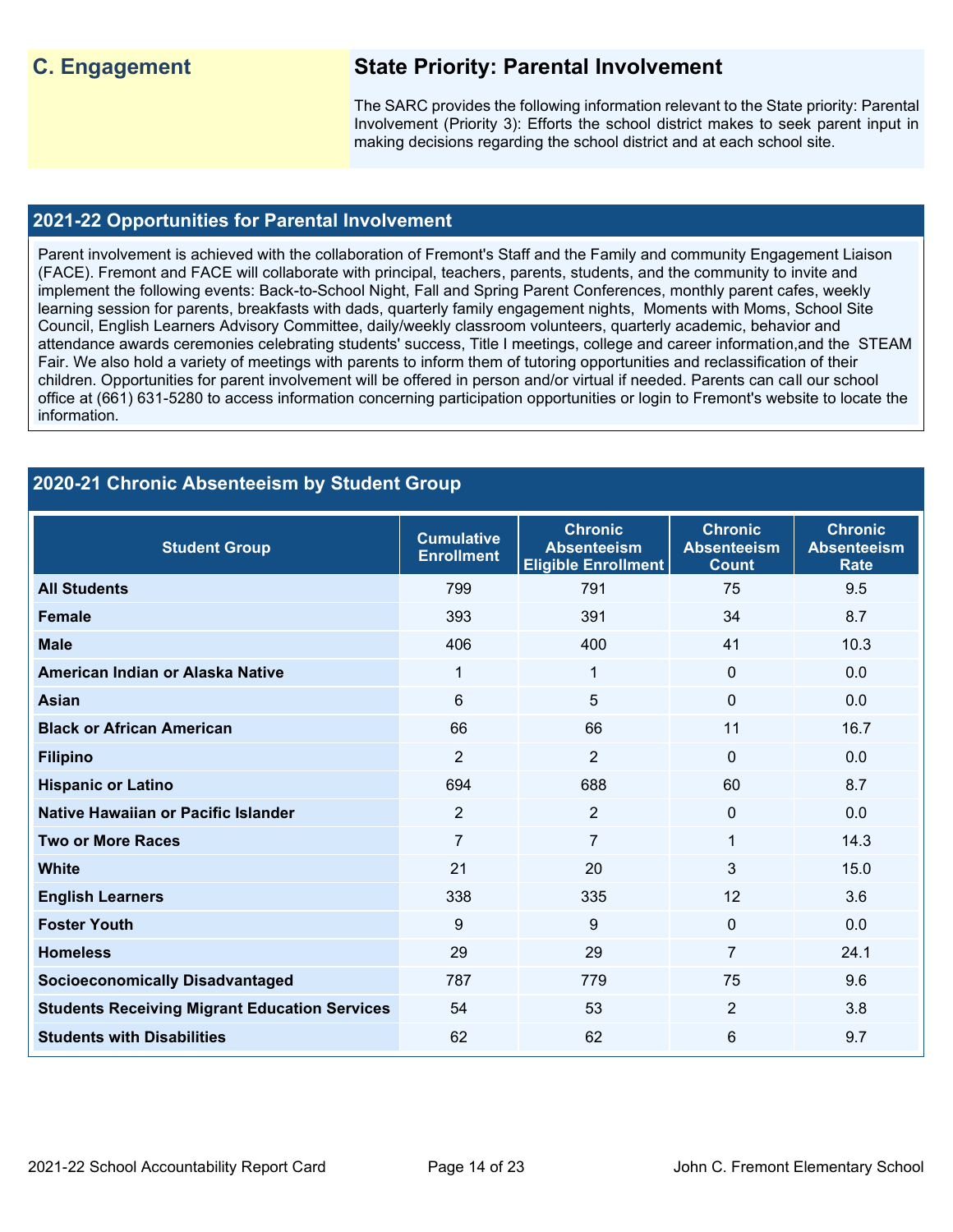## C. Engagement

### State Priority: Parental Involvement

The SARC provides the following information relevant to the State priority: Parental Involvement (Priority 3): Efforts the school district makes to seek parent input in making decisions regarding the school district and at each school site.

### 2021-22 Opportunities for Parental Involvement

Parent involvement is achieved with the collaboration of Fremont's Staff and the Family and community Engagement Liaison (FACE). Fremont and FACE will collaborate with principal, teachers, parents, students, and the community to invite and implement the following events: Back-to-School Night, Fall and Spring Parent Conferences, monthly parent cafes, weekly learning session for parents, breakfasts with dads, quarterly family engagement nights, Moments with Moms, School Site Council, English Learners Advisory Committee, daily/weekly classroom volunteers, quarterly academic, behavior and attendance awards ceremonies celebrating students' success, Title I meetings, college and career information,and the STEAM Fair. We also hold a variety of meetings with parents to inform them of tutoring opportunities and reclassification of their children. Opportunities for parent involvement will be offered in person and/or virtual if needed. Parents can call our school office at (661) 631-5280 to access information concerning participation opportunities or login to Fremont's website to locate the information.

### 2020-21 Chronic Absenteeism by Student Group

| Student Group | Cumulative Enrollment | Chronic Absenteeism Eligible Enrollment | Chronic Absenteeism Count | Chronic Absenteeism Rate |
|---|---|---|---|---|
| **All Students** | 799 | 791 | 75 | 9.5 |
| **Female** | 393 | 391 | 34 | 8.7 |
| **Male** | 406 | 400 | 41 | 10.3 |
| **American Indian or Alaska Native** | 1 | 1 | 0 | 0.0 |
| **Asian** | 6 | 5 | 0 | 0.0 |
| **Black or African American** | 66 | 66 | 11 | 16.7 |
| **Filipino** | 2 | 2 | 0 | 0.0 |
| **Hispanic or Latino** | 694 | 688 | 60 | 8.7 |
| **Native Hawaiian or Pacific Islander** | 2 | 2 | 0 | 0.0 |
| **Two or More Races** | 7 | 7 | 1 | 14.3 |
| **White** | 21 | 20 | 3 | 15.0 |
| **English Learners** | 338 | 335 | 12 | 3.6 |
| **Foster Youth** | 9 | 9 | 0 | 0.0 |
| **Homeless** | 29 | 29 | 7 | 24.1 |
| **Socioeconomically Disadvantaged** | 787 | 779 | 75 | 9.6 |
| **Students Receiving Migrant Education Services** | 54 | 53 | 2 | 3.8 |
| **Students with Disabilities** | 62 | 62 | 6 | 9.7 |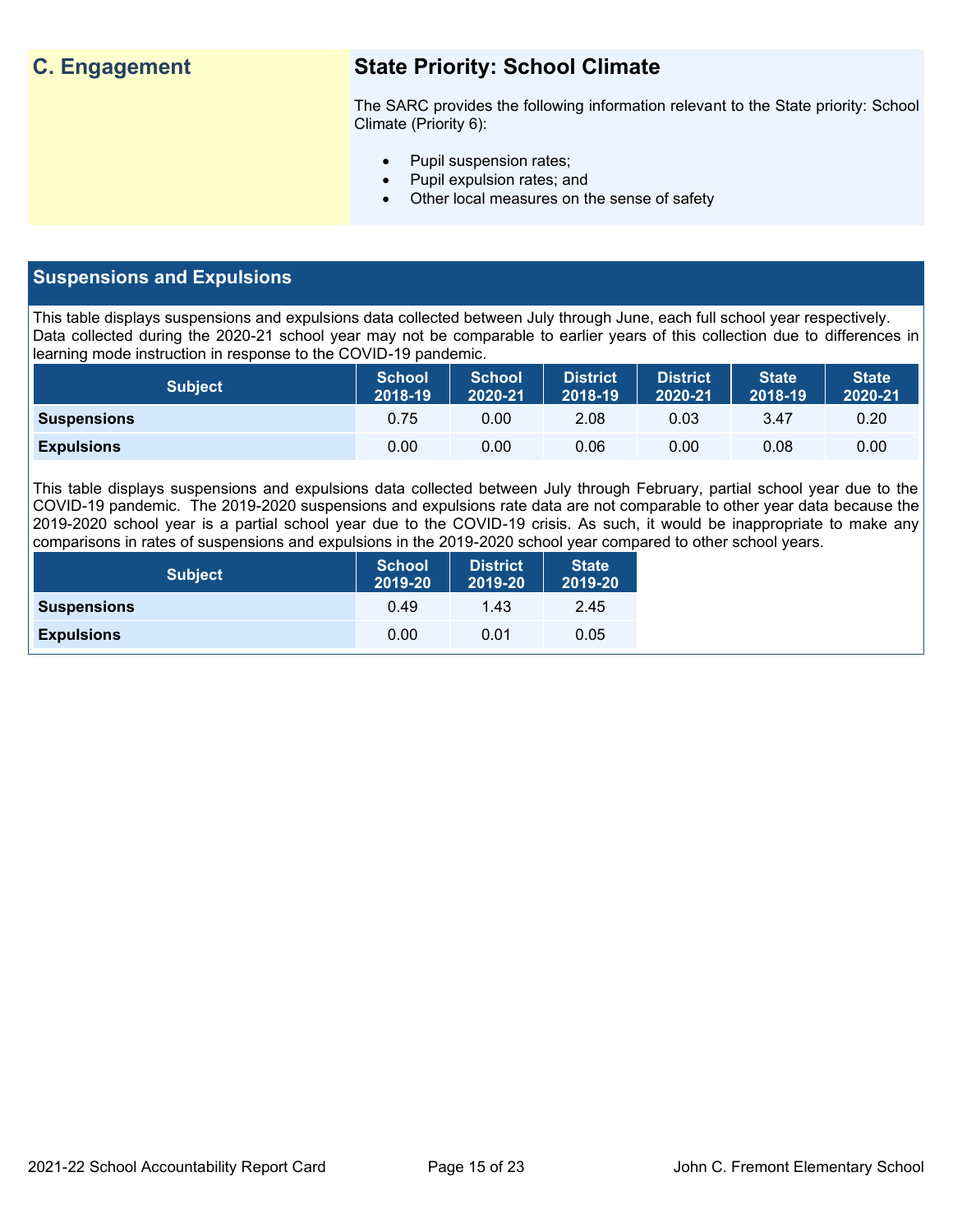## C. Engagement

### State Priority: School Climate

The SARC provides the following information relevant to the State priority: School Climate (Priority 6):

- Pupil suspension rates;
- Pupil expulsion rates; and
- Other local measures on the sense of safety

## Suspensions and Expulsions

This table displays suspensions and expulsions data collected between July through June, each full school year respectively. Data collected during the 2020-21 school year may not be comparable to earlier years of this collection due to differences in learning mode instruction in response to the COVID-19 pandemic.

| Subject | School 2018-19 | School 2020-21 | District 2018-19 | District 2020-21 | State 2018-19 | State 2020-21 |
|---|---|---|---|---|---|---|
| **Suspensions** | 0.75 | 0.00 | 2.08 | 0.03 | 3.47 | 0.20 |
| **Expulsions** | 0.00 | 0.00 | 0.06 | 0.00 | 0.08 | 0.00 |

This table displays suspensions and expulsions data collected between July through February, partial school year due to the COVID-19 pandemic. The 2019-2020 suspensions and expulsions rate data are not comparable to other year data because the 2019-2020 school year is a partial school year due to the COVID-19 crisis. As such, it would be inappropriate to make any comparisons in rates of suspensions and expulsions in the 2019-2020 school year compared to other school years.

| Subject | School 2019-20 | District 2019-20 | State 2019-20 |
|---|---|---|---|
| **Suspensions** | 0.49 | 1.43 | 2.45 |
| **Expulsions** | 0.00 | 0.01 | 0.05 |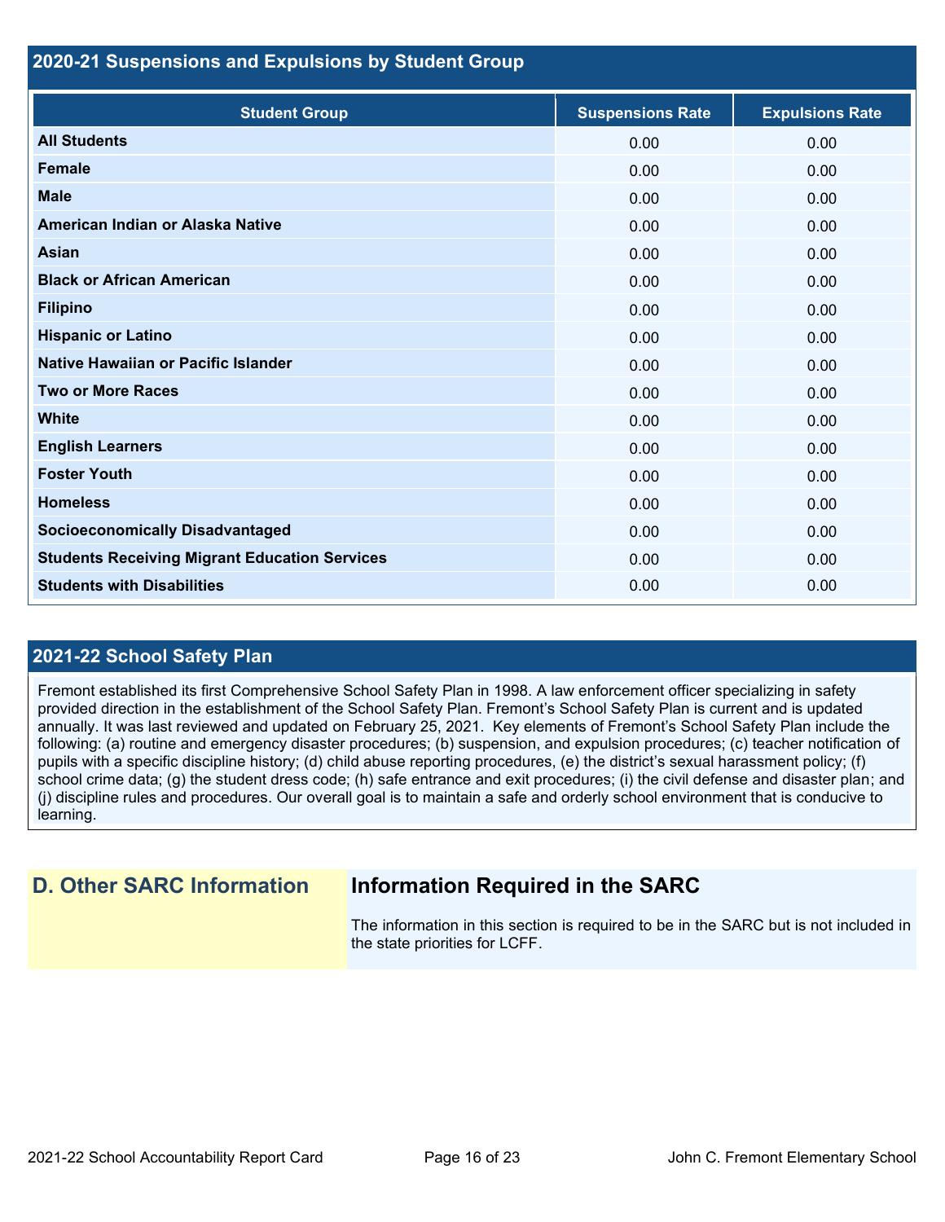## 2020-21 Suspensions and Expulsions by Student Group

| Student Group | Suspensions Rate | Expulsions Rate |
|---|---|---|
| **All Students** | 0.00 | 0.00 |
| **Female** | 0.00 | 0.00 |
| **Male** | 0.00 | 0.00 |
| **American Indian or Alaska Native** | 0.00 | 0.00 |
| **Asian** | 0.00 | 0.00 |
| **Black or African American** | 0.00 | 0.00 |
| **Filipino** | 0.00 | 0.00 |
| **Hispanic or Latino** | 0.00 | 0.00 |
| **Native Hawaiian or Pacific Islander** | 0.00 | 0.00 |
| **Two or More Races** | 0.00 | 0.00 |
| **White** | 0.00 | 0.00 |
| **English Learners** | 0.00 | 0.00 |
| **Foster Youth** | 0.00 | 0.00 |
| **Homeless** | 0.00 | 0.00 |
| **Socioeconomically Disadvantaged** | 0.00 | 0.00 |
| **Students Receiving Migrant Education Services** | 0.00 | 0.00 |
| **Students with Disabilities** | 0.00 | 0.00 |

## 2021-22 School Safety Plan

Fremont established its first Comprehensive School Safety Plan in 1998. A law enforcement officer specializing in safety provided direction in the establishment of the School Safety Plan. Fremont's School Safety Plan is current and is updated annually. It was last reviewed and updated on February 25, 2021. Key elements of Fremont's School Safety Plan include the following: (a) routine and emergency disaster procedures; (b) suspension, and expulsion procedures; (c) teacher notification of pupils with a specific discipline history; (d) child abuse reporting procedures, (e) the district's sexual harassment policy; (f) school crime data; (g) the student dress code; (h) safe entrance and exit procedures; (i) the civil defense and disaster plan; and (j) discipline rules and procedures. Our overall goal is to maintain a safe and orderly school environment that is conducive to learning.

## D. Other SARC Information

### Information Required in the SARC

The information in this section is required to be in the SARC but is not included in the state priorities for LCFF.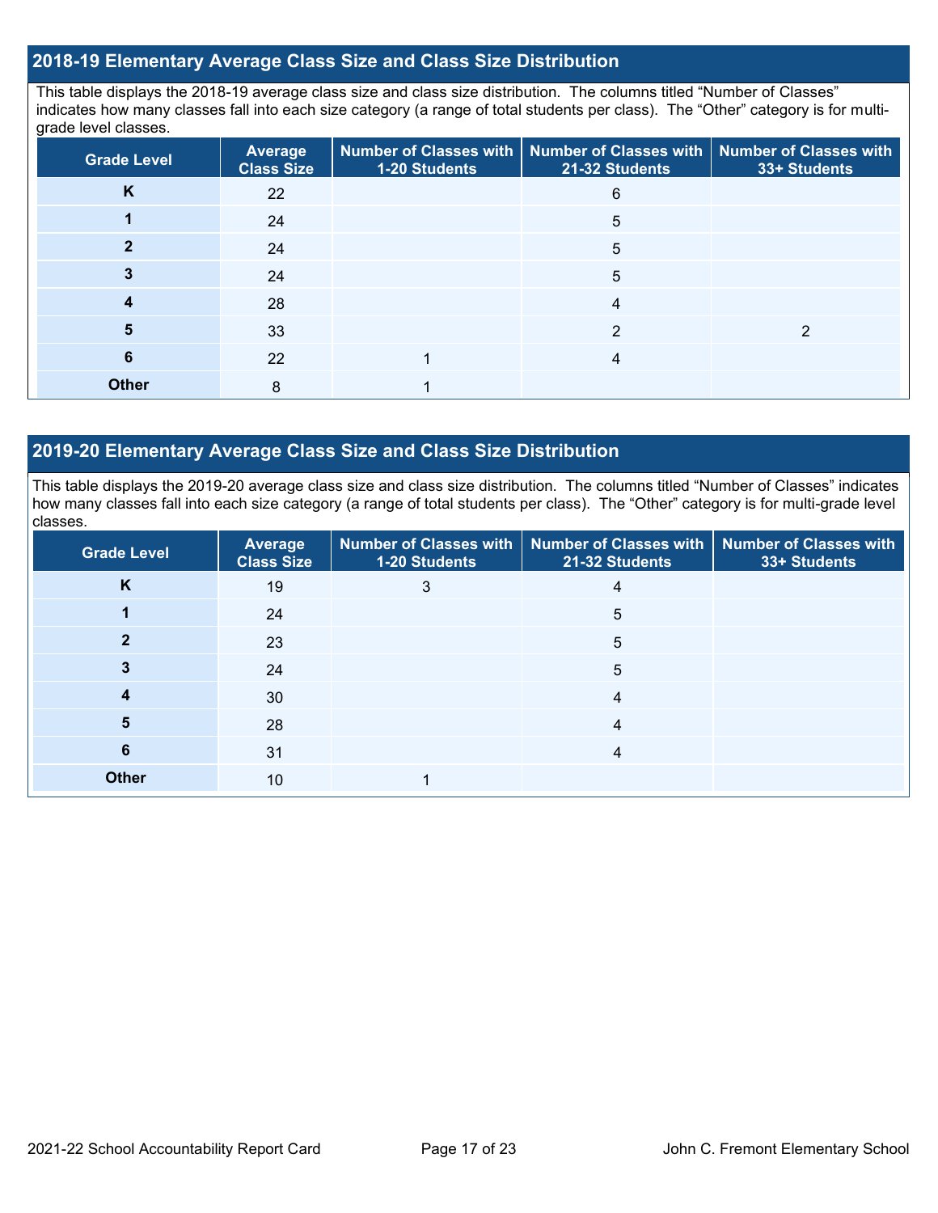## 2018-19 Elementary Average Class Size and Class Size Distribution

This table displays the 2018-19 average class size and class size distribution. The columns titled "Number of Classes" indicates how many classes fall into each size category (a range of total students per class). The "Other" category is for multi-grade level classes.

| Grade Level | Average Class Size | Number of Classes with 1-20 Students | Number of Classes with 21-32 Students | Number of Classes with 33+ Students |
|---|---|---|---|---|
| K | 22 | | 6 | |
| 1 | 24 | | 5 | |
| 2 | 24 | | 5 | |
| 3 | 24 | | 5 | |
| 4 | 28 | | 4 | |
| 5 | 33 | | 2 | 2 |
| 6 | 22 | 1 | 4 | |
| Other | 8 | 1 | | |

## 2019-20 Elementary Average Class Size and Class Size Distribution

This table displays the 2019-20 average class size and class size distribution. The columns titled "Number of Classes" indicates how many classes fall into each size category (a range of total students per class). The "Other" category is for multi-grade level classes.

| Grade Level | Average Class Size | Number of Classes with 1-20 Students | Number of Classes with 21-32 Students | Number of Classes with 33+ Students |
|---|---|---|---|---|
| K | 19 | 3 | 4 | |
| 1 | 24 | | 5 | |
| 2 | 23 | | 5 | |
| 3 | 24 | | 5 | |
| 4 | 30 | | 4 | |
| 5 | 28 | | 4 | |
| 6 | 31 | | 4 | |
| Other | 10 | 1 | | |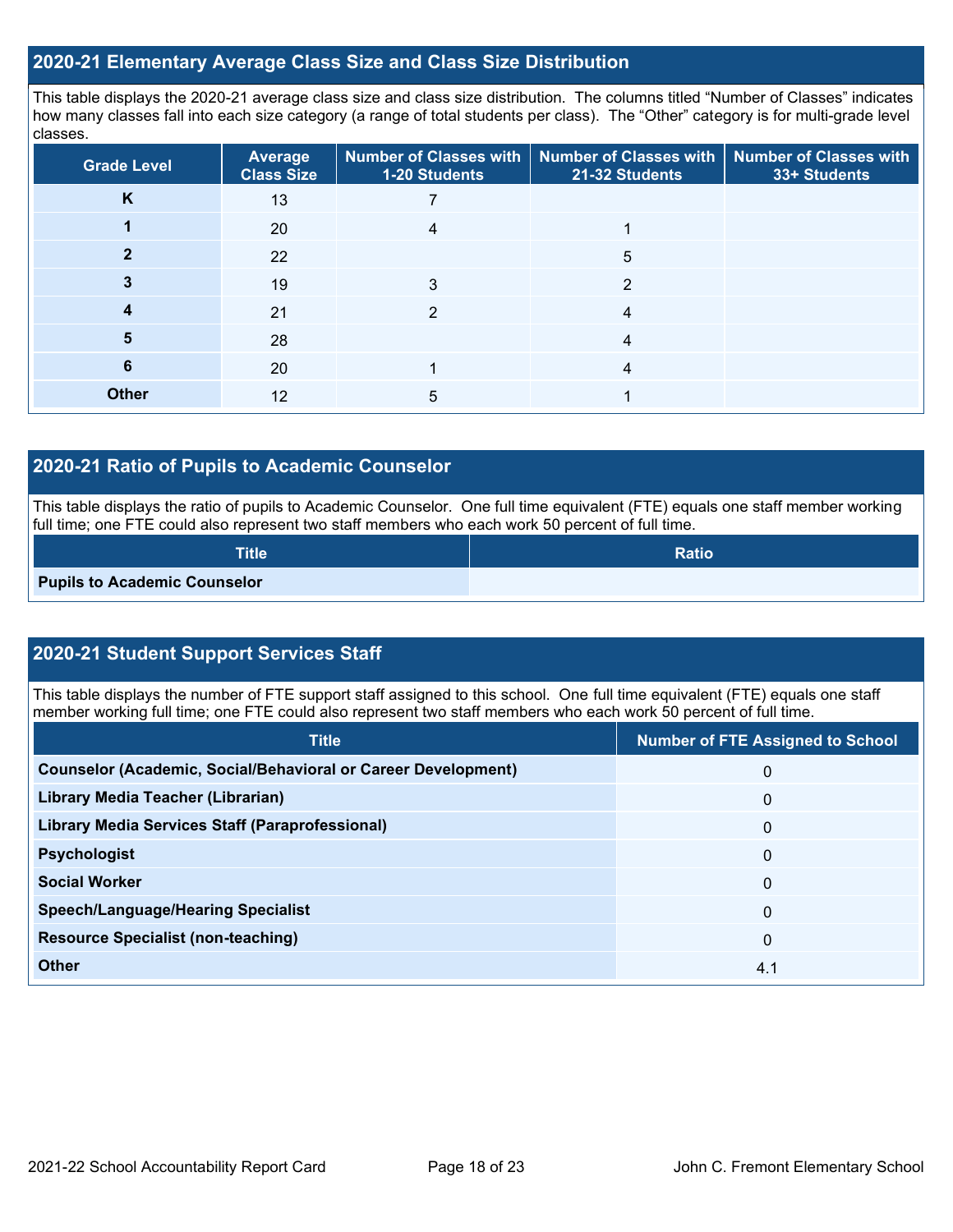## 2020-21 Elementary Average Class Size and Class Size Distribution

This table displays the 2020-21 average class size and class size distribution. The columns titled "Number of Classes" indicates how many classes fall into each size category (a range of total students per class). The "Other" category is for multi-grade level classes.

| Grade Level | Average Class Size | Number of Classes with 1-20 Students | Number of Classes with 21-32 Students | Number of Classes with 33+ Students |
|---|---|---|---|---|
| K | 13 | 7 | | |
| 1 | 20 | 4 | 1 | |
| 2 | 22 | | 5 | |
| 3 | 19 | 3 | 2 | |
| 4 | 21 | 2 | 4 | |
| 5 | 28 | | 4 | |
| 6 | 20 | 1 | 4 | |
| Other | 12 | 5 | 1 | |

## 2020-21 Ratio of Pupils to Academic Counselor

This table displays the ratio of pupils to Academic Counselor. One full time equivalent (FTE) equals one staff member working full time; one FTE could also represent two staff members who each work 50 percent of full time.

| Title | Ratio |
|---|---|
| Pupils to Academic Counselor | |

## 2020-21 Student Support Services Staff

This table displays the number of FTE support staff assigned to this school. One full time equivalent (FTE) equals one staff member working full time; one FTE could also represent two staff members who each work 50 percent of full time.

| Title | Number of FTE Assigned to School |
|---|---|
| Counselor (Academic, Social/Behavioral or Career Development) | 0 |
| Library Media Teacher (Librarian) | 0 |
| Library Media Services Staff (Paraprofessional) | 0 |
| Psychologist | 0 |
| Social Worker | 0 |
| Speech/Language/Hearing Specialist | 0 |
| Resource Specialist (non-teaching) | 0 |
| Other | 4.1 |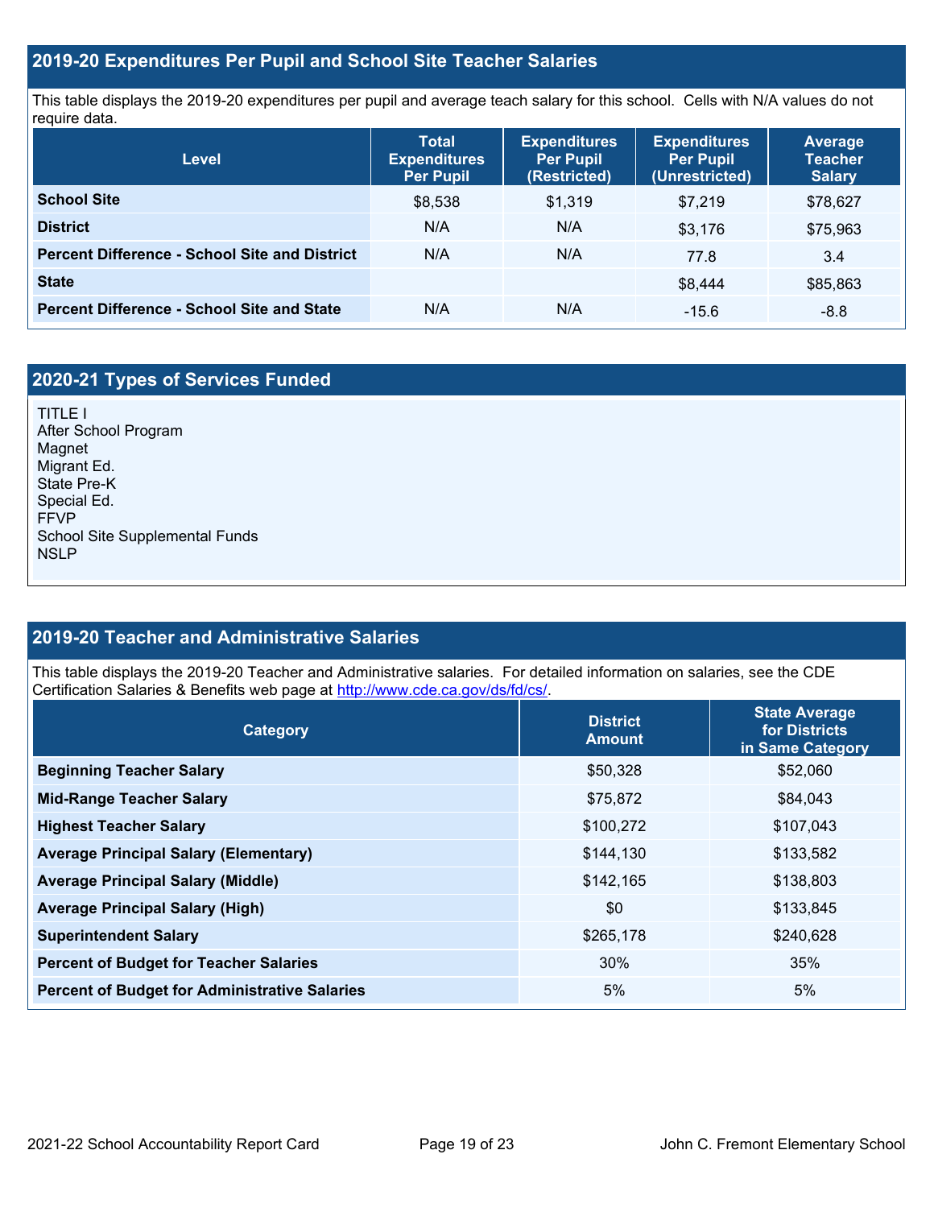## 2019-20 Expenditures Per Pupil and School Site Teacher Salaries

This table displays the 2019-20 expenditures per pupil and average teach salary for this school. Cells with N/A values do not require data.

| Level | Total Expenditures Per Pupil | Expenditures Per Pupil (Restricted) | Expenditures Per Pupil (Unrestricted) | Average Teacher Salary |
|---|---|---|---|---|
| **School Site** | $8,538 | $1,319 | $7,219 | $78,627 |
| **District** | N/A | N/A | $3,176 | $75,963 |
| **Percent Difference - School Site and District** | N/A | N/A | 77.8 | 3.4 |
| **State** | | | $8,444 | $85,863 |
| **Percent Difference - School Site and State** | N/A | N/A | -15.6 | -8.8 |

## 2020-21 Types of Services Funded

TITLE I
After School Program
Magnet
Migrant Ed.
State Pre-K
Special Ed.
FFVP
School Site Supplemental Funds
NSLP

## 2019-20 Teacher and Administrative Salaries

This table displays the 2019-20 Teacher and Administrative salaries. For detailed information on salaries, see the CDE Certification Salaries & Benefits web page at http://www.cde.ca.gov/ds/fd/cs/.

| Category | District Amount | State Average for Districts in Same Category |
|---|---|---|
| **Beginning Teacher Salary** | $50,328 | $52,060 |
| **Mid-Range Teacher Salary** | $75,872 | $84,043 |
| **Highest Teacher Salary** | $100,272 | $107,043 |
| **Average Principal Salary (Elementary)** | $144,130 | $133,582 |
| **Average Principal Salary (Middle)** | $142,165 | $138,803 |
| **Average Principal Salary (High)** | $0 | $133,845 |
| **Superintendent Salary** | $265,178 | $240,628 |
| **Percent of Budget for Teacher Salaries** | 30% | 35% |
| **Percent of Budget for Administrative Salaries** | 5% | 5% |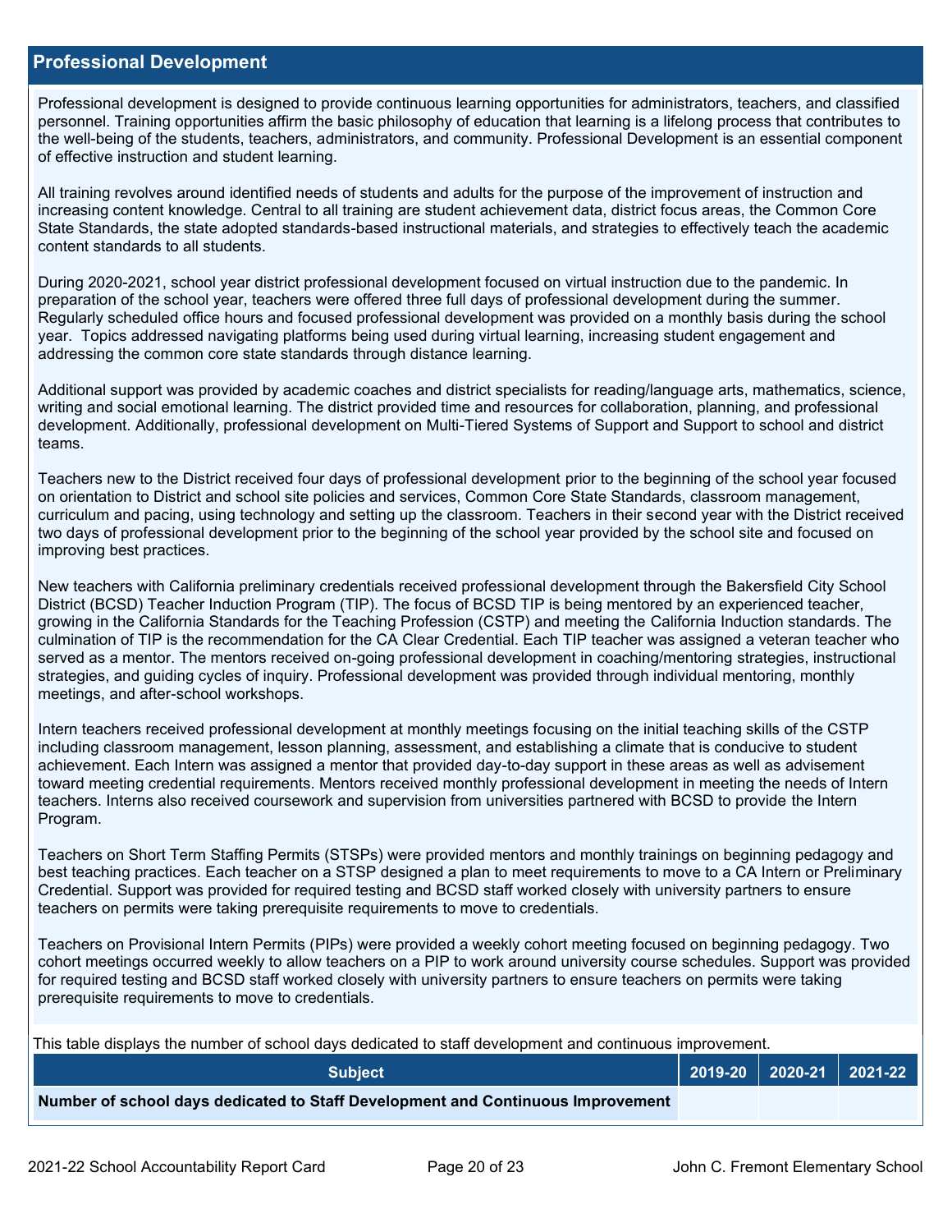## Professional Development

Professional development is designed to provide continuous learning opportunities for administrators, teachers, and classified personnel. Training opportunities affirm the basic philosophy of education that learning is a lifelong process that contributes to the well-being of the students, teachers, administrators, and community. Professional Development is an essential component of effective instruction and student learning.

All training revolves around identified needs of students and adults for the purpose of the improvement of instruction and increasing content knowledge. Central to all training are student achievement data, district focus areas, the Common Core State Standards, the state adopted standards-based instructional materials, and strategies to effectively teach the academic content standards to all students.

During 2020-2021, school year district professional development focused on virtual instruction due to the pandemic. In preparation of the school year, teachers were offered three full days of professional development during the summer. Regularly scheduled office hours and focused professional development was provided on a monthly basis during the school year. Topics addressed navigating platforms being used during virtual learning, increasing student engagement and addressing the common core state standards through distance learning.

Additional support was provided by academic coaches and district specialists for reading/language arts, mathematics, science, writing and social emotional learning. The district provided time and resources for collaboration, planning, and professional development. Additionally, professional development on Multi-Tiered Systems of Support and Support to school and district teams.

Teachers new to the District received four days of professional development prior to the beginning of the school year focused on orientation to District and school site policies and services, Common Core State Standards, classroom management, curriculum and pacing, using technology and setting up the classroom. Teachers in their second year with the District received two days of professional development prior to the beginning of the school year provided by the school site and focused on improving best practices.

New teachers with California preliminary credentials received professional development through the Bakersfield City School District (BCSD) Teacher Induction Program (TIP). The focus of BCSD TIP is being mentored by an experienced teacher, growing in the California Standards for the Teaching Profession (CSTP) and meeting the California Induction standards. The culmination of TIP is the recommendation for the CA Clear Credential. Each TIP teacher was assigned a veteran teacher who served as a mentor. The mentors received on-going professional development in coaching/mentoring strategies, instructional strategies, and guiding cycles of inquiry. Professional development was provided through individual mentoring, monthly meetings, and after-school workshops.

Intern teachers received professional development at monthly meetings focusing on the initial teaching skills of the CSTP including classroom management, lesson planning, assessment, and establishing a climate that is conducive to student achievement. Each Intern was assigned a mentor that provided day-to-day support in these areas as well as advisement toward meeting credential requirements. Mentors received monthly professional development in meeting the needs of Intern teachers. Interns also received coursework and supervision from universities partnered with BCSD to provide the Intern Program.

Teachers on Short Term Staffing Permits (STSPs) were provided mentors and monthly trainings on beginning pedagogy and best teaching practices. Each teacher on a STSP designed a plan to meet requirements to move to a CA Intern or Preliminary Credential. Support was provided for required testing and BCSD staff worked closely with university partners to ensure teachers on permits were taking prerequisite requirements to move to credentials.

Teachers on Provisional Intern Permits (PIPs) were provided a weekly cohort meeting focused on beginning pedagogy. Two cohort meetings occurred weekly to allow teachers on a PIP to work around university course schedules. Support was provided for required testing and BCSD staff worked closely with university partners to ensure teachers on permits were taking prerequisite requirements to move to credentials.

This table displays the number of school days dedicated to staff development and continuous improvement.

| Subject | 2019-20 | 2020-21 | 2021-22 |
|---|---|---|---|
| **Number of school days dedicated to Staff Development and Continuous Improvement** | | | |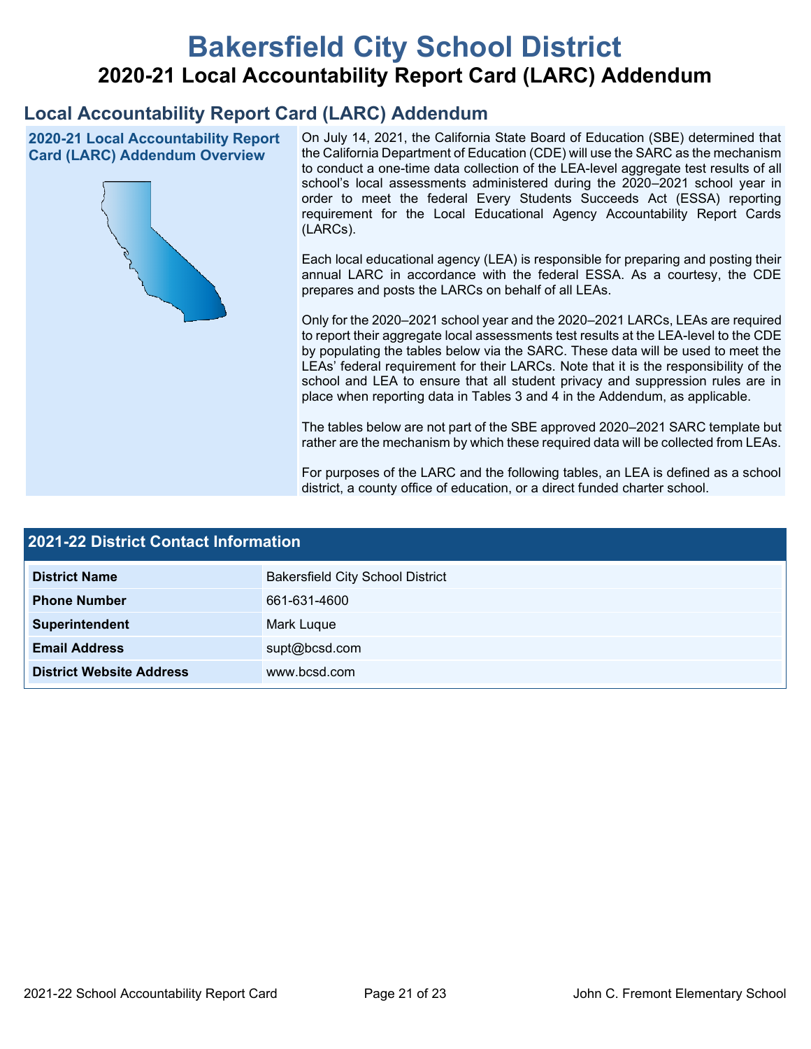# Bakersfield City School District

## 2020-21 Local Accountability Report Card (LARC) Addendum

## Local Accountability Report Card (LARC) Addendum

### 2020-21 Local Accountability Report Card (LARC) Addendum Overview

On July 14, 2021, the California State Board of Education (SBE) determined that the California Department of Education (CDE) will use the SARC as the mechanism to conduct a one-time data collection of the LEA-level aggregate test results of all school's local assessments administered during the 2020–2021 school year in order to meet the federal Every Students Succeeds Act (ESSA) reporting requirement for the Local Educational Agency Accountability Report Cards (LARCs).

Each local educational agency (LEA) is responsible for preparing and posting their annual LARC in accordance with the federal ESSA. As a courtesy, the CDE prepares and posts the LARCs on behalf of all LEAs.

Only for the 2020–2021 school year and the 2020–2021 LARCs, LEAs are required to report their aggregate local assessments test results at the LEA-level to the CDE by populating the tables below via the SARC. These data will be used to meet the LEAs' federal requirement for their LARCs. Note that it is the responsibility of the school and LEA to ensure that all student privacy and suppression rules are in place when reporting data in Tables 3 and 4 in the Addendum, as applicable.

The tables below are not part of the SBE approved 2020–2021 SARC template but rather are the mechanism by which these required data will be collected from LEAs.

For purposes of the LARC and the following tables, an LEA is defined as a school district, a county office of education, or a direct funded charter school.

| 2021-22 District Contact Information | |
|---|---|
| **District Name** | Bakersfield City School District |
| **Phone Number** | 661-631-4600 |
| **Superintendent** | Mark Luque |
| **Email Address** | supt@bcsd.com |
| **District Website Address** | www.bcsd.com |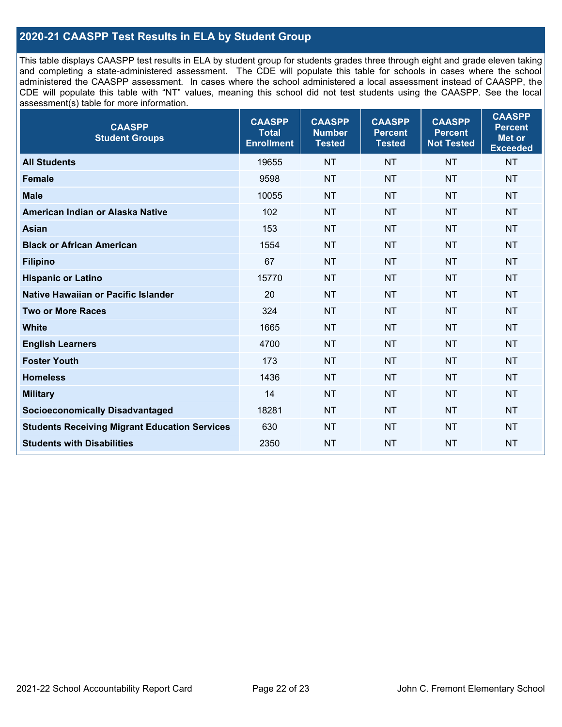## 2020-21 CAASPP Test Results in ELA by Student Group

This table displays CAASPP test results in ELA by student group for students grades three through eight and grade eleven taking and completing a state-administered assessment. The CDE will populate this table for schools in cases where the school administered the CAASPP assessment. In cases where the school administered a local assessment instead of CAASPP, the CDE will populate this table with "NT" values, meaning this school did not test students using the CAASPP. See the local assessment(s) table for more information.

| CAASPP Student Groups | CAASPP Total Enrollment | CAASPP Number Tested | CAASPP Percent Tested | CAASPP Percent Not Tested | CAASPP Percent Met or Exceeded |
|---|---|---|---|---|---|
| **All Students** | 19655 | NT | NT | NT | NT |
| **Female** | 9598 | NT | NT | NT | NT |
| **Male** | 10055 | NT | NT | NT | NT |
| **American Indian or Alaska Native** | 102 | NT | NT | NT | NT |
| **Asian** | 153 | NT | NT | NT | NT |
| **Black or African American** | 1554 | NT | NT | NT | NT |
| **Filipino** | 67 | NT | NT | NT | NT |
| **Hispanic or Latino** | 15770 | NT | NT | NT | NT |
| **Native Hawaiian or Pacific Islander** | 20 | NT | NT | NT | NT |
| **Two or More Races** | 324 | NT | NT | NT | NT |
| **White** | 1665 | NT | NT | NT | NT |
| **English Learners** | 4700 | NT | NT | NT | NT |
| **Foster Youth** | 173 | NT | NT | NT | NT |
| **Homeless** | 1436 | NT | NT | NT | NT |
| **Military** | 14 | NT | NT | NT | NT |
| **Socioeconomically Disadvantaged** | 18281 | NT | NT | NT | NT |
| **Students Receiving Migrant Education Services** | 630 | NT | NT | NT | NT |
| **Students with Disabilities** | 2350 | NT | NT | NT | NT |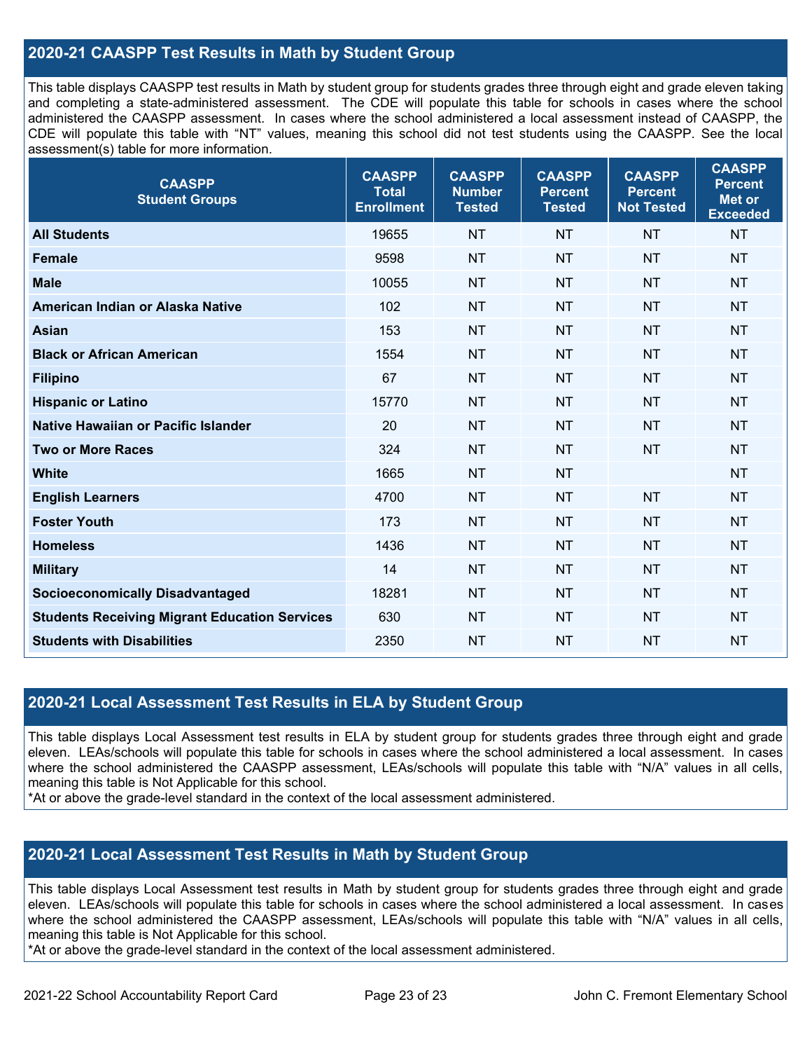## 2020-21 CAASPP Test Results in Math by Student Group

This table displays CAASPP test results in Math by student group for students grades three through eight and grade eleven taking and completing a state-administered assessment. The CDE will populate this table for schools in cases where the school administered the CAASPP assessment. In cases where the school administered a local assessment instead of CAASPP, the CDE will populate this table with "NT" values, meaning this school did not test students using the CAASPP. See the local assessment(s) table for more information.

| CAASPP Student Groups | CAASPP Total Enrollment | CAASPP Number Tested | CAASPP Percent Tested | CAASPP Percent Not Tested | CAASPP Percent Met or Exceeded |
|---|---|---|---|---|---|
| **All Students** | 19655 | NT | NT | NT | NT |
| **Female** | 9598 | NT | NT | NT | NT |
| **Male** | 10055 | NT | NT | NT | NT |
| **American Indian or Alaska Native** | 102 | NT | NT | NT | NT |
| **Asian** | 153 | NT | NT | NT | NT |
| **Black or African American** | 1554 | NT | NT | NT | NT |
| **Filipino** | 67 | NT | NT | NT | NT |
| **Hispanic or Latino** | 15770 | NT | NT | NT | NT |
| **Native Hawaiian or Pacific Islander** | 20 | NT | NT | NT | NT |
| **Two or More Races** | 324 | NT | NT | NT | NT |
| **White** | 1665 | NT | NT | | NT |
| **English Learners** | 4700 | NT | NT | NT | NT |
| **Foster Youth** | 173 | NT | NT | NT | NT |
| **Homeless** | 1436 | NT | NT | NT | NT |
| **Military** | 14 | NT | NT | NT | NT |
| **Socioeconomically Disadvantaged** | 18281 | NT | NT | NT | NT |
| **Students Receiving Migrant Education Services** | 630 | NT | NT | NT | NT |
| **Students with Disabilities** | 2350 | NT | NT | NT | NT |

## 2020-21 Local Assessment Test Results in ELA by Student Group

This table displays Local Assessment test results in ELA by student group for students grades three through eight and grade eleven. LEAs/schools will populate this table for schools in cases where the school administered a local assessment. In cases where the school administered the CAASPP assessment, LEAs/schools will populate this table with "N/A" values in all cells, meaning this table is Not Applicable for this school.
*At or above the grade-level standard in the context of the local assessment administered.

## 2020-21 Local Assessment Test Results in Math by Student Group

This table displays Local Assessment test results in Math by student group for students grades three through eight and grade eleven. LEAs/schools will populate this table for schools in cases where the school administered a local assessment. In cases where the school administered the CAASPP assessment, LEAs/schools will populate this table with "N/A" values in all cells, meaning this table is Not Applicable for this school.
*At or above the grade-level standard in the context of the local assessment administered.